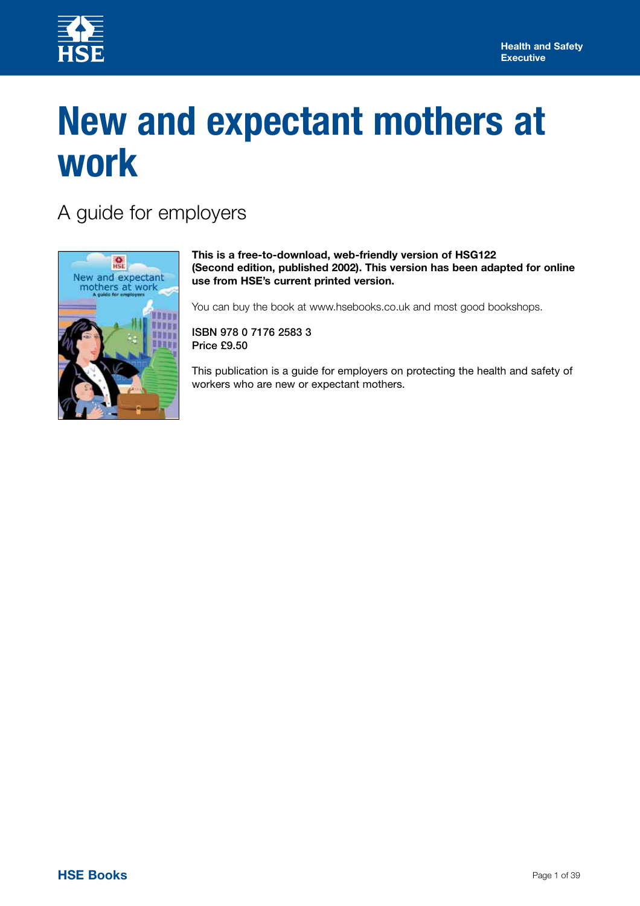# New and expectant mothers at work

## A guide for employers

**This is a free-to-download, web-friendly version of HSG122 (Second edition, published 2002). This version has been adapted for online use from HSE's current printed version.**

You can buy the book at www.hsebooks.co.uk and most good bookshops.

ISBN 978 0 7176 2583 3
Price £9.50

This publication is a guide for employers on protecting the health and safety of workers who are new or expectant mothers.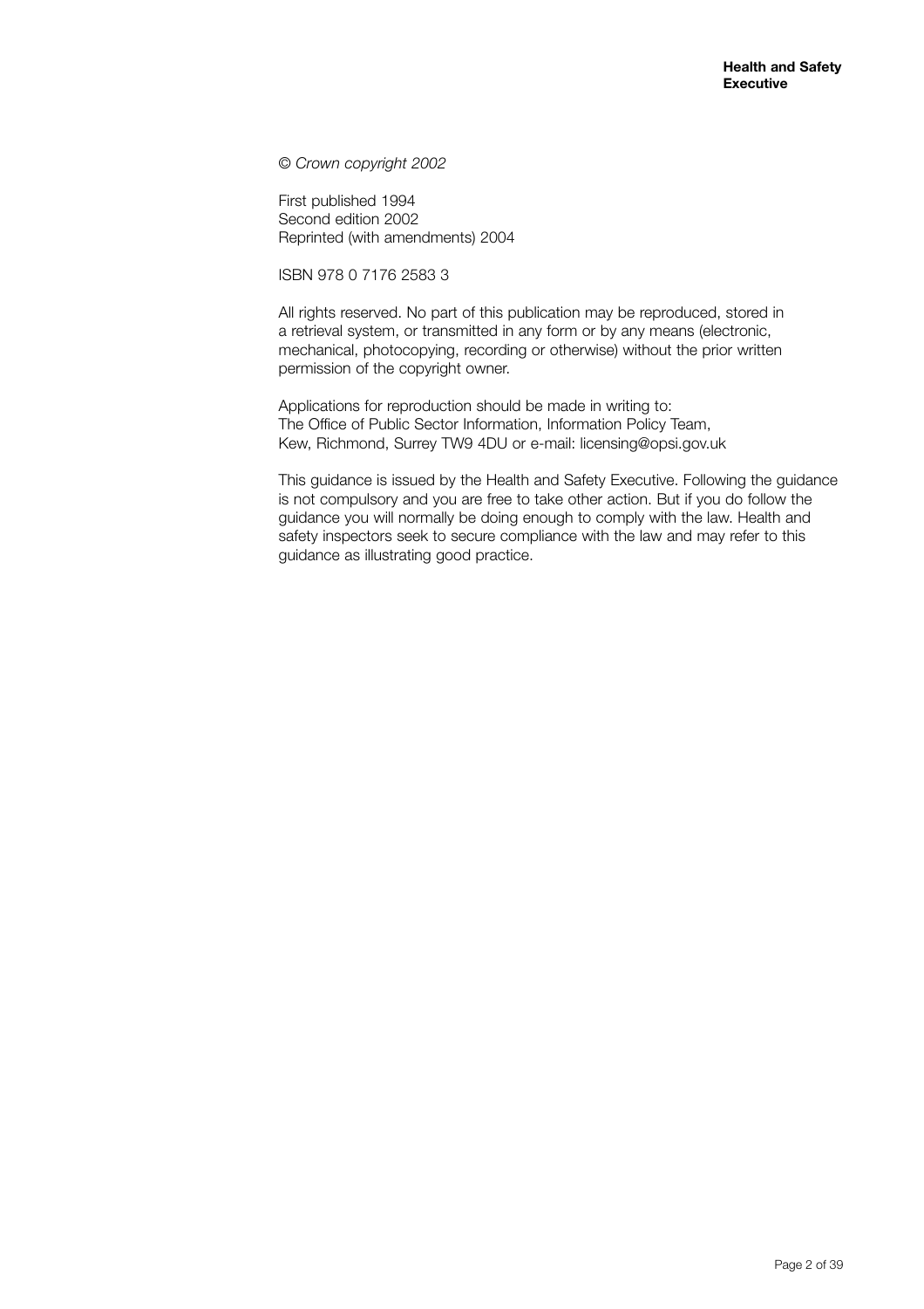*© Crown copyright 2002*

First published 1994
Second edition 2002
Reprinted (with amendments) 2004

ISBN 978 0 7176 2583 3

All rights reserved. No part of this publication may be reproduced, stored in a retrieval system, or transmitted in any form or by any means (electronic, mechanical, photocopying, recording or otherwise) without the prior written permission of the copyright owner.

Applications for reproduction should be made in writing to:
The Office of Public Sector Information, Information Policy Team,
Kew, Richmond, Surrey TW9 4DU or e-mail: licensing@opsi.gov.uk

This guidance is issued by the Health and Safety Executive. Following the guidance is not compulsory and you are free to take other action. But if you do follow the guidance you will normally be doing enough to comply with the law. Health and safety inspectors seek to secure compliance with the law and may refer to this guidance as illustrating good practice.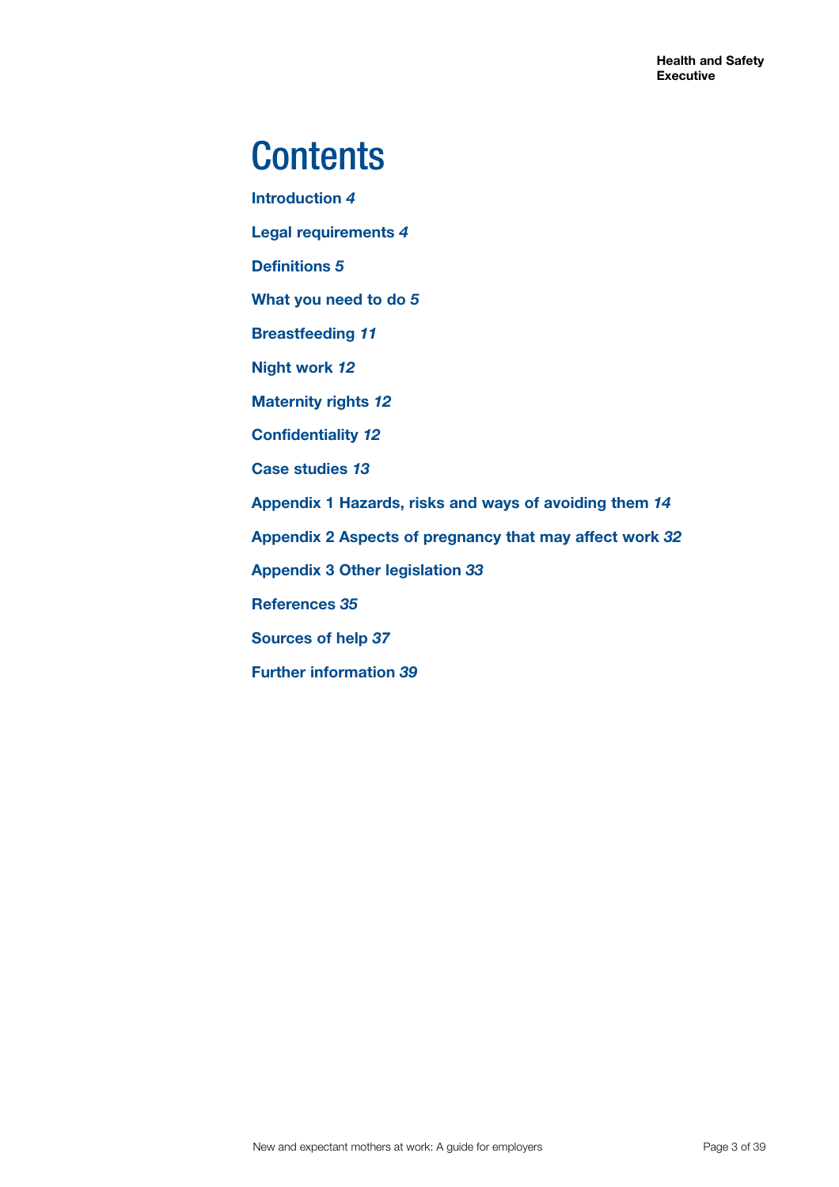# Contents

**Introduction** *4*

**Legal requirements** *4*

**Definitions** *5*

**What you need to do** *5*

**Breastfeeding** *11*

**Night work** *12*

**Maternity rights** *12*

**Confidentiality** *12*

**Case studies** *13*

**Appendix 1 Hazards, risks and ways of avoiding them** *14*

**Appendix 2 Aspects of pregnancy that may affect work** *32*

**Appendix 3 Other legislation** *33*

**References** *35*

**Sources of help** *37*

**Further information** *39*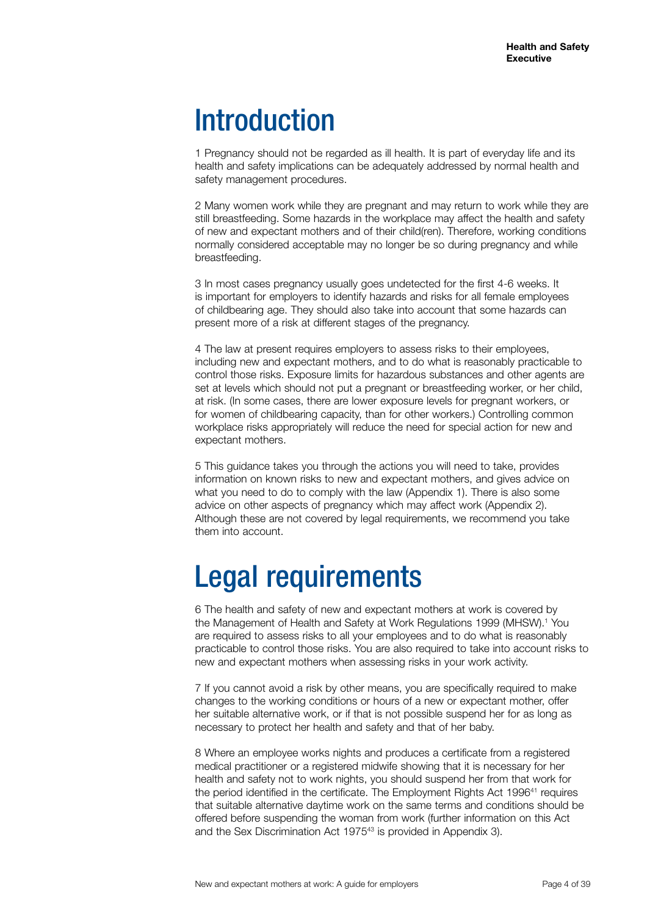# Introduction

1 Pregnancy should not be regarded as ill health. It is part of everyday life and its health and safety implications can be adequately addressed by normal health and safety management procedures.

2 Many women work while they are pregnant and may return to work while they are still breastfeeding. Some hazards in the workplace may affect the health and safety of new and expectant mothers and of their child(ren). Therefore, working conditions normally considered acceptable may no longer be so during pregnancy and while breastfeeding.

3 In most cases pregnancy usually goes undetected for the first 4-6 weeks. It is important for employers to identify hazards and risks for all female employees of childbearing age. They should also take into account that some hazards can present more of a risk at different stages of the pregnancy.

4 The law at present requires employers to assess risks to their employees, including new and expectant mothers, and to do what is reasonably practicable to control those risks. Exposure limits for hazardous substances and other agents are set at levels which should not put a pregnant or breastfeeding worker, or her child, at risk. (In some cases, there are lower exposure levels for pregnant workers, or for women of childbearing capacity, than for other workers.) Controlling common workplace risks appropriately will reduce the need for special action for new and expectant mothers.

5 This guidance takes you through the actions you will need to take, provides information on known risks to new and expectant mothers, and gives advice on what you need to do to comply with the law (Appendix 1). There is also some advice on other aspects of pregnancy which may affect work (Appendix 2). Although these are not covered by legal requirements, we recommend you take them into account.

# Legal requirements

6 The health and safety of new and expectant mothers at work is covered by the Management of Health and Safety at Work Regulations 1999 (MHSW).[1] You are required to assess risks to all your employees and to do what is reasonably practicable to control those risks. You are also required to take into account risks to new and expectant mothers when assessing risks in your work activity.

7 If you cannot avoid a risk by other means, you are specifically required to make changes to the working conditions or hours of a new or expectant mother, offer her suitable alternative work, or if that is not possible suspend her for as long as necessary to protect her health and safety and that of her baby.

8 Where an employee works nights and produces a certificate from a registered medical practitioner or a registered midwife showing that it is necessary for her health and safety not to work nights, you should suspend her from that work for the period identified in the certificate. The Employment Rights Act 1996[41] requires that suitable alternative daytime work on the same terms and conditions should be offered before suspending the woman from work (further information on this Act and the Sex Discrimination Act 1975[43] is provided in Appendix 3).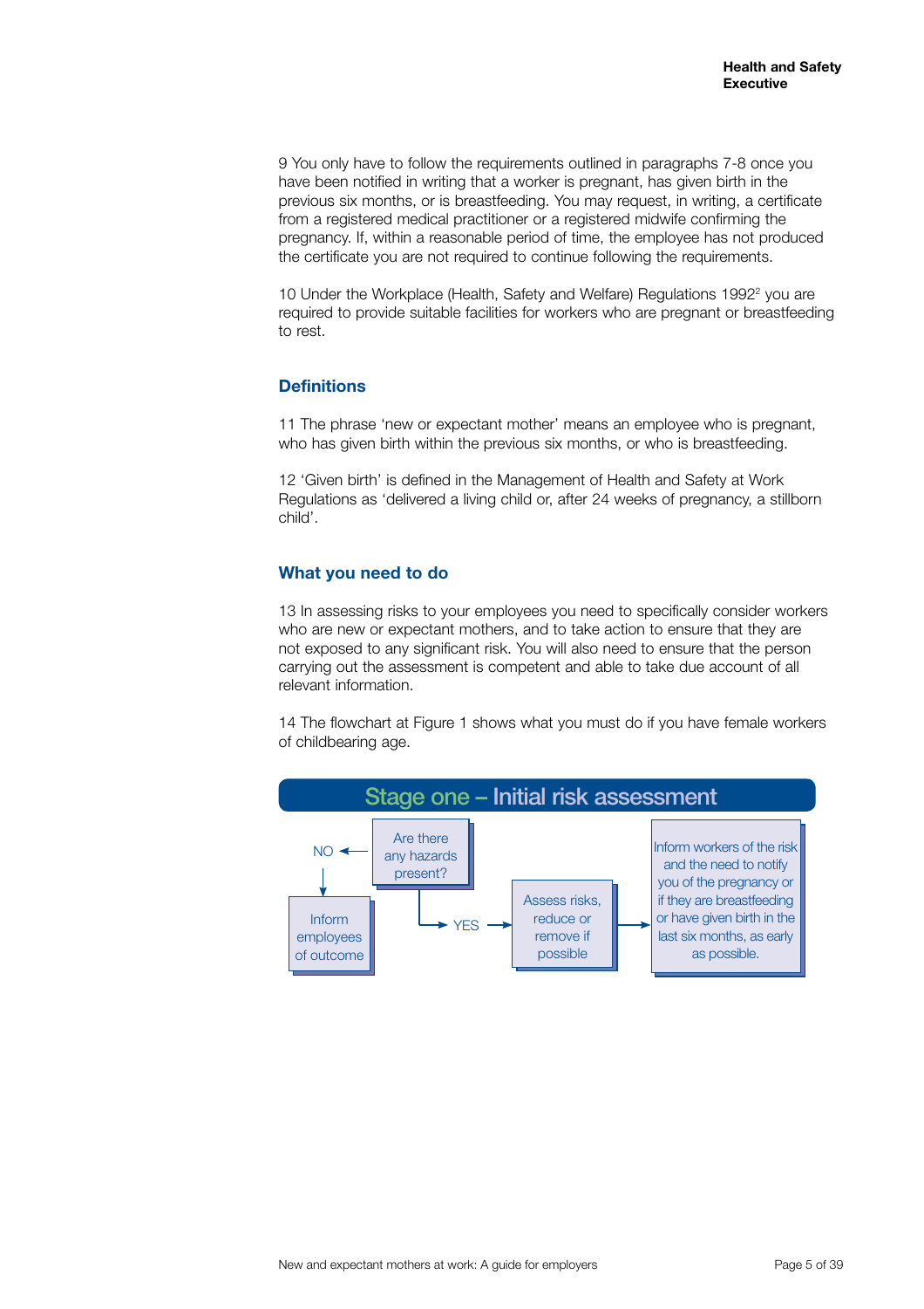9 You only have to follow the requirements outlined in paragraphs 7-8 once you have been notified in writing that a worker is pregnant, has given birth in the previous six months, or is breastfeeding. You may request, in writing, a certificate from a registered medical practitioner or a registered midwife confirming the pregnancy. If, within a reasonable period of time, the employee has not produced the certificate you are not required to continue following the requirements.

10 Under the Workplace (Health, Safety and Welfare) Regulations 1992[2] you are required to provide suitable facilities for workers who are pregnant or breastfeeding to rest.

## Definitions

11 The phrase 'new or expectant mother' means an employee who is pregnant, who has given birth within the previous six months, or who is breastfeeding.

12 'Given birth' is defined in the Management of Health and Safety at Work Regulations as 'delivered a living child or, after 24 weeks of pregnancy, a stillborn child'.

## What you need to do

13 In assessing risks to your employees you need to specifically consider workers who are new or expectant mothers, and to take action to ensure that they are not exposed to any significant risk. You will also need to ensure that the person carrying out the assessment is competent and able to take due account of all relevant information.

14 The flowchart at Figure 1 shows what you must do if you have female workers of childbearing age.

**Stage one – Initial risk assessment**

Are there any hazards present?

- NO → Inform employees of outcome
- YES → Assess risks, reduce or remove if possible → Inform workers of the risk and the need to notify you of the pregnancy or if they are breastfeeding or have given birth in the last six months, as early as possible.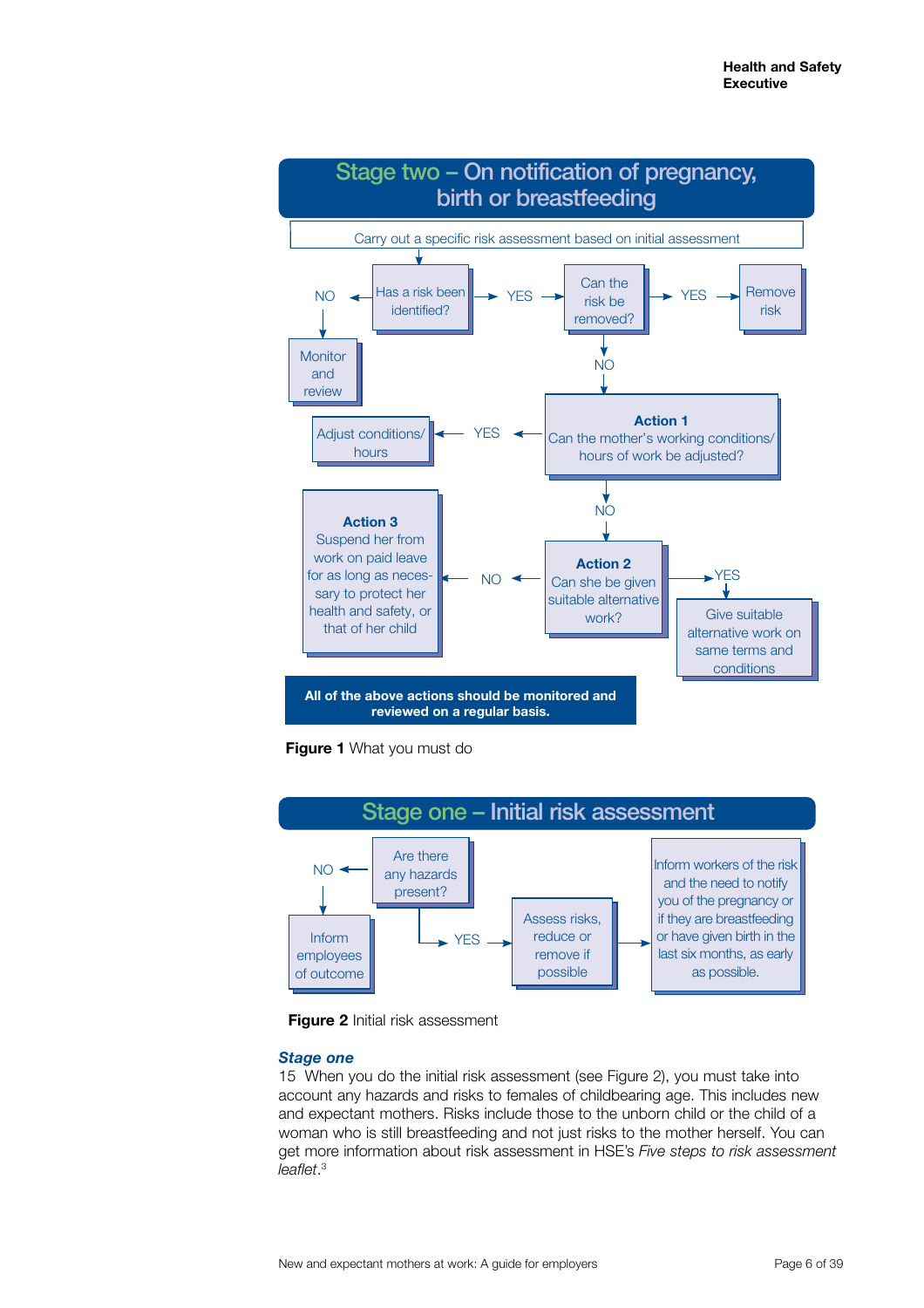## Stage two – On notification of pregnancy, birth or breastfeeding

Carry out a specific risk assessment based on initial assessment

Has a risk been identified?

- NO → Monitor and review
- YES → Can the risk be removed?
  - YES → Remove risk
  - NO → **Action 1** Can the mother's working conditions/ hours of work be adjusted?
    - YES → Adjust conditions/ hours
    - NO → **Action 2** Can she be given suitable alternative work?
      - YES → Give suitable alternative work on same terms and conditions
      - NO → **Action 3** Suspend her from work on paid leave for as long as necessary to protect her health and safety, or that of her child

**All of the above actions should be monitored and reviewed on a regular basis.**

**Figure 1** What you must do

## Stage one – Initial risk assessment

Are there any hazards present?

- NO → Inform employees of outcome
- YES → Assess risks, reduce or remove if possible → Inform workers of the risk and the need to notify you of the pregnancy or if they are breastfeeding or have given birth in the last six months, as early as possible.

**Figure 2** Initial risk assessment

### *Stage one*

15 When you do the initial risk assessment (see Figure 2), you must take into account any hazards and risks to females of childbearing age. This includes new and expectant mothers. Risks include those to the unborn child or the child of a woman who is still breastfeeding and not just risks to the mother herself. You can get more information about risk assessment in HSE's *Five steps to risk assessment leaflet*.[3]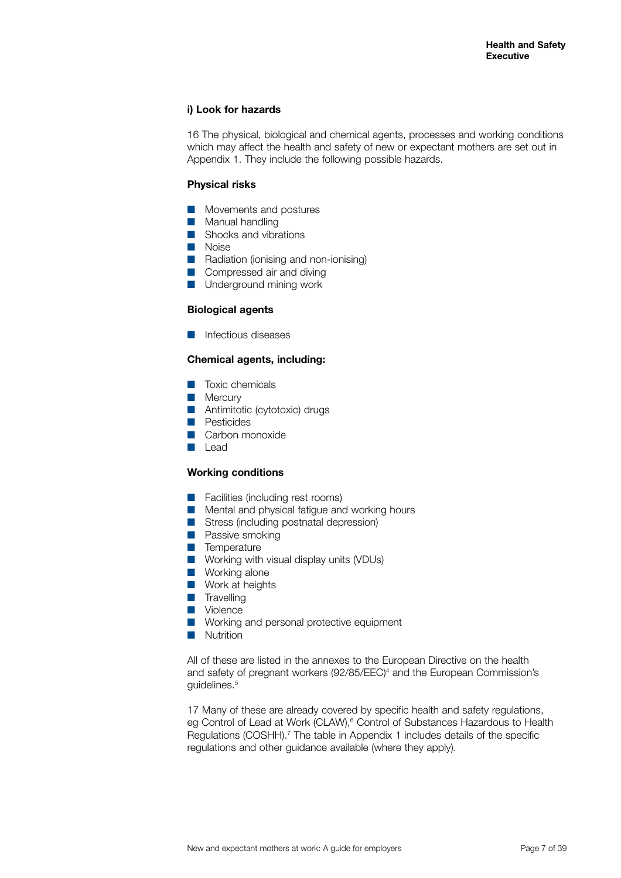### i) Look for hazards

16 The physical, biological and chemical agents, processes and working conditions which may affect the health and safety of new or expectant mothers are set out in Appendix 1. They include the following possible hazards.

**Physical risks**

- Movements and postures
- Manual handling
- Shocks and vibrations
- Noise
- Radiation (ionising and non-ionising)
- Compressed air and diving
- Underground mining work

**Biological agents**

- Infectious diseases

**Chemical agents, including:**

- Toxic chemicals
- Mercury
- Antimitotic (cytotoxic) drugs
- Pesticides
- Carbon monoxide
- Lead

**Working conditions**

- Facilities (including rest rooms)
- Mental and physical fatigue and working hours
- Stress (including postnatal depression)
- Passive smoking
- Temperature
- Working with visual display units (VDUs)
- Working alone
- Work at heights
- Travelling
- Violence
- Working and personal protective equipment
- Nutrition

All of these are listed in the annexes to the European Directive on the health and safety of pregnant workers (92/85/EEC)[4] and the European Commission's guidelines.[5]

17 Many of these are already covered by specific health and safety regulations, eg Control of Lead at Work (CLAW),[6] Control of Substances Hazardous to Health Regulations (COSHH).[7] The table in Appendix 1 includes details of the specific regulations and other guidance available (where they apply).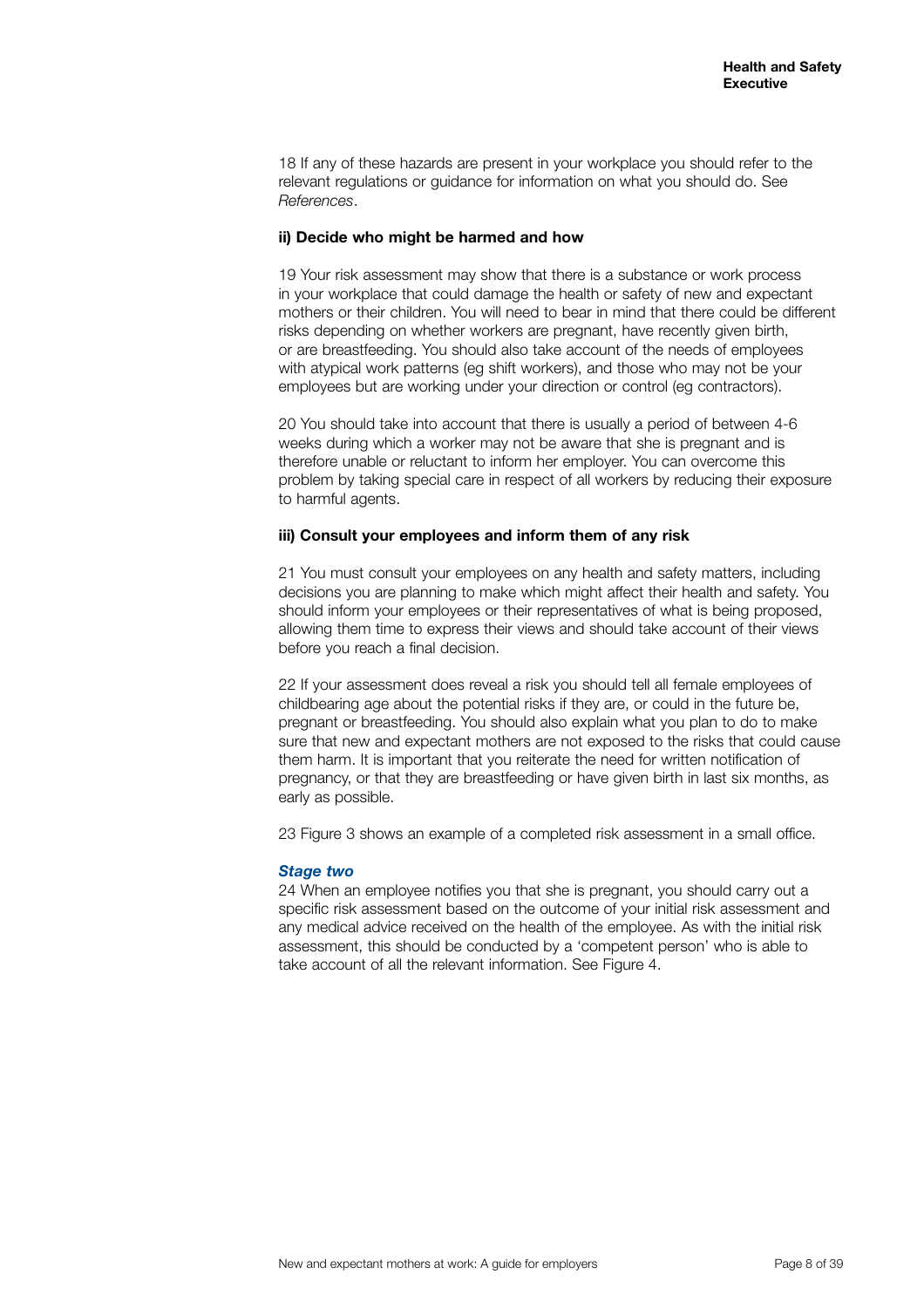18 If any of these hazards are present in your workplace you should refer to the relevant regulations or guidance for information on what you should do. See *References*.

**ii) Decide who might be harmed and how**

19 Your risk assessment may show that there is a substance or work process in your workplace that could damage the health or safety of new and expectant mothers or their children. You will need to bear in mind that there could be different risks depending on whether workers are pregnant, have recently given birth, or are breastfeeding. You should also take account of the needs of employees with atypical work patterns (eg shift workers), and those who may not be your employees but are working under your direction or control (eg contractors).

20 You should take into account that there is usually a period of between 4-6 weeks during which a worker may not be aware that she is pregnant and is therefore unable or reluctant to inform her employer. You can overcome this problem by taking special care in respect of all workers by reducing their exposure to harmful agents.

**iii) Consult your employees and inform them of any risk**

21 You must consult your employees on any health and safety matters, including decisions you are planning to make which might affect their health and safety. You should inform your employees or their representatives of what is being proposed, allowing them time to express their views and should take account of their views before you reach a final decision.

22 If your assessment does reveal a risk you should tell all female employees of childbearing age about the potential risks if they are, or could in the future be, pregnant or breastfeeding. You should also explain what you plan to do to make sure that new and expectant mothers are not exposed to the risks that could cause them harm. It is important that you reiterate the need for written notification of pregnancy, or that they are breastfeeding or have given birth in last six months, as early as possible.

23 Figure 3 shows an example of a completed risk assessment in a small office.

***Stage two***

24 When an employee notifies you that she is pregnant, you should carry out a specific risk assessment based on the outcome of your initial risk assessment and any medical advice received on the health of the employee. As with the initial risk assessment, this should be conducted by a 'competent person' who is able to take account of all the relevant information. See Figure 4.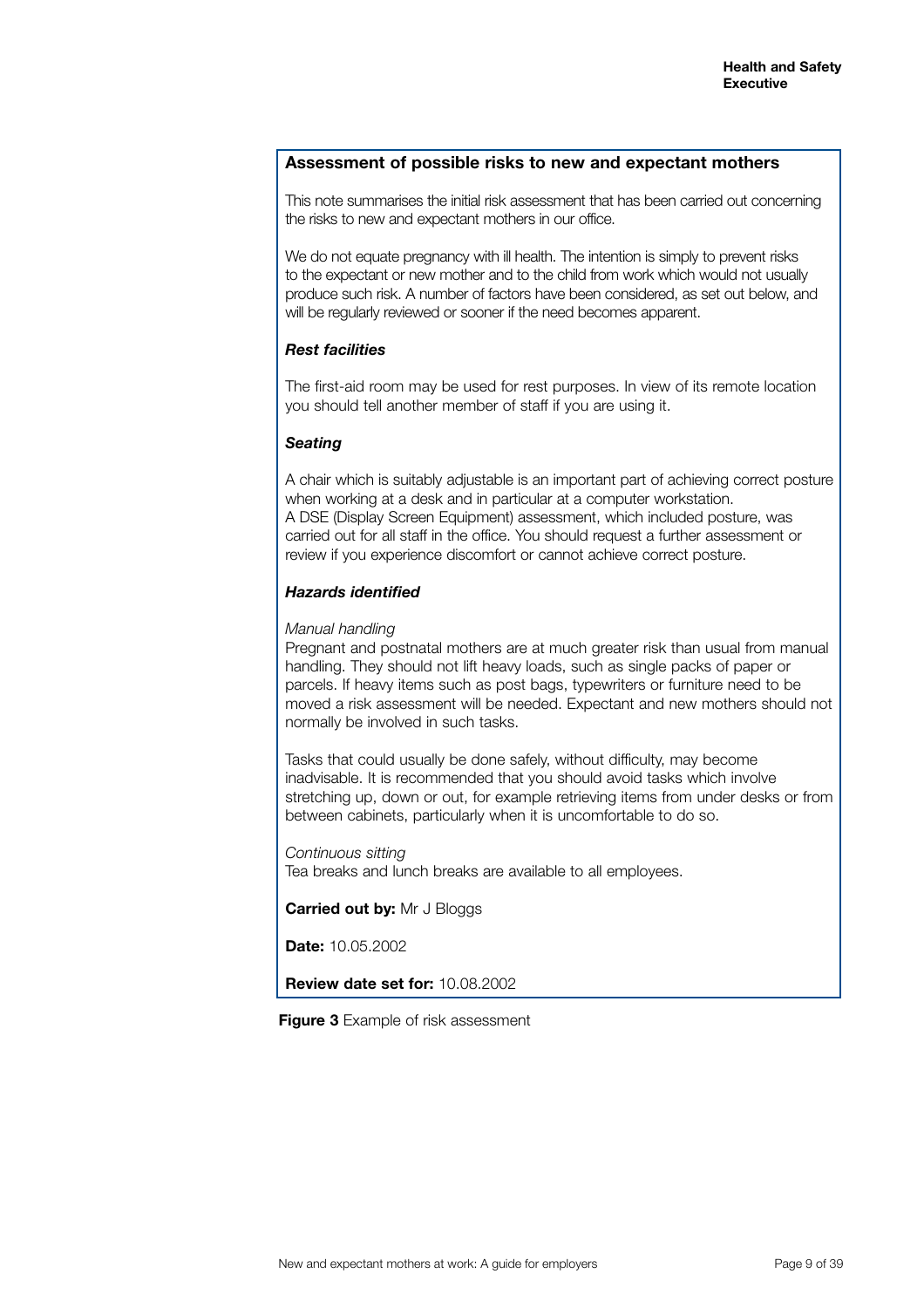**Assessment of possible risks to new and expectant mothers**

This note summarises the initial risk assessment that has been carried out concerning the risks to new and expectant mothers in our office.

We do not equate pregnancy with ill health. The intention is simply to prevent risks to the expectant or new mother and to the child from work which would not usually produce such risk. A number of factors have been considered, as set out below, and will be regularly reviewed or sooner if the need becomes apparent.

***Rest facilities***

The first-aid room may be used for rest purposes. In view of its remote location you should tell another member of staff if you are using it.

***Seating***

A chair which is suitably adjustable is an important part of achieving correct posture when working at a desk and in particular at a computer workstation.
A DSE (Display Screen Equipment) assessment, which included posture, was carried out for all staff in the office. You should request a further assessment or review if you experience discomfort or cannot achieve correct posture.

***Hazards identified***

*Manual handling*
Pregnant and postnatal mothers are at much greater risk than usual from manual handling. They should not lift heavy loads, such as single packs of paper or parcels. If heavy items such as post bags, typewriters or furniture need to be moved a risk assessment will be needed. Expectant and new mothers should not normally be involved in such tasks.

Tasks that could usually be done safely, without difficulty, may become inadvisable. It is recommended that you should avoid tasks which involve stretching up, down or out, for example retrieving items from under desks or from between cabinets, particularly when it is uncomfortable to do so.

*Continuous sitting*
Tea breaks and lunch breaks are available to all employees.

**Carried out by:** Mr J Bloggs

**Date:** 10.05.2002

**Review date set for:** 10.08.2002

**Figure 3** Example of risk assessment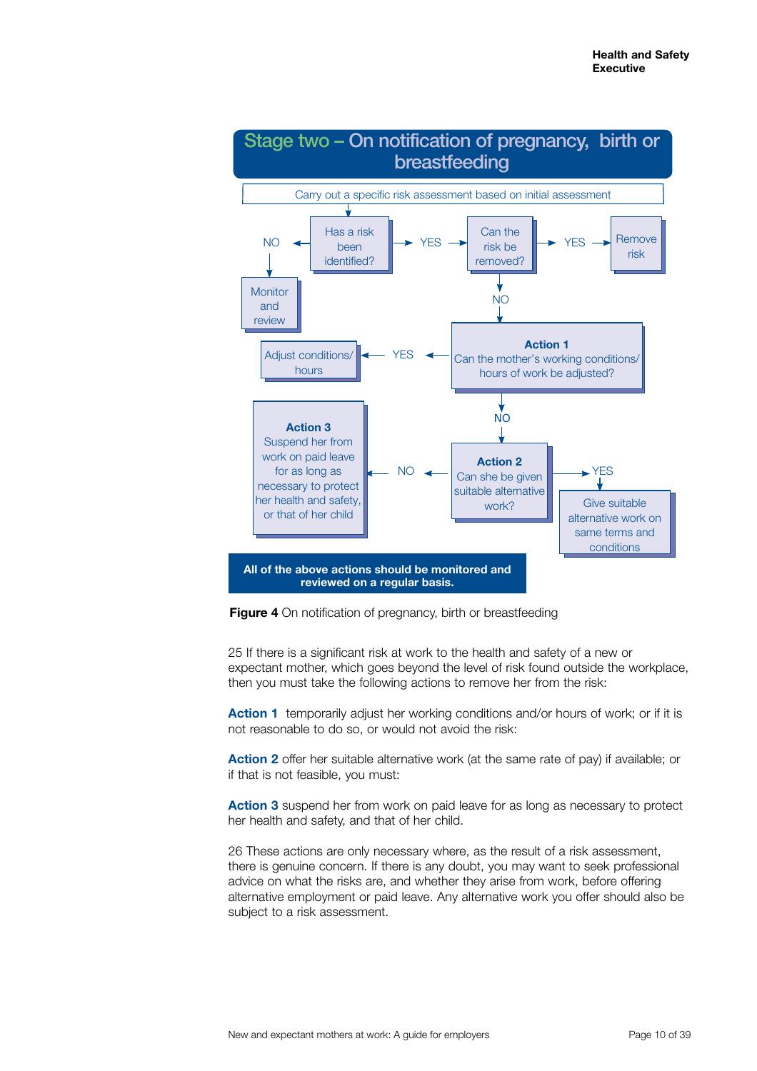## Stage two – On notification of pregnancy, birth or breastfeeding

Carry out a specific risk assessment based on initial assessment

- Has a risk been identified?
  - NO → Monitor and review
  - YES → Can the risk be removed?
    - YES → Remove risk
    - NO → **Action 1** Can the mother's working conditions/ hours of work be adjusted?
      - YES → Adjust conditions/ hours
      - NO → **Action 2** Can she be given suitable alternative work?
        - YES → Give suitable alternative work on same terms and conditions
        - NO → **Action 3** Suspend her from work on paid leave for as long as necessary to protect her health and safety, or that of her child

**All of the above actions should be monitored and reviewed on a regular basis.**

**Figure 4** On notification of pregnancy, birth or breastfeeding

25 If there is a significant risk at work to the health and safety of a new or expectant mother, which goes beyond the level of risk found outside the workplace, then you must take the following actions to remove her from the risk:

**Action 1** temporarily adjust her working conditions and/or hours of work; or if it is not reasonable to do so, or would not avoid the risk:

**Action 2** offer her suitable alternative work (at the same rate of pay) if available; or if that is not feasible, you must:

**Action 3** suspend her from work on paid leave for as long as necessary to protect her health and safety, and that of her child.

26 These actions are only necessary where, as the result of a risk assessment, there is genuine concern. If there is any doubt, you may want to seek professional advice on what the risks are, and whether they arise from work, before offering alternative employment or paid leave. Any alternative work you offer should also be subject to a risk assessment.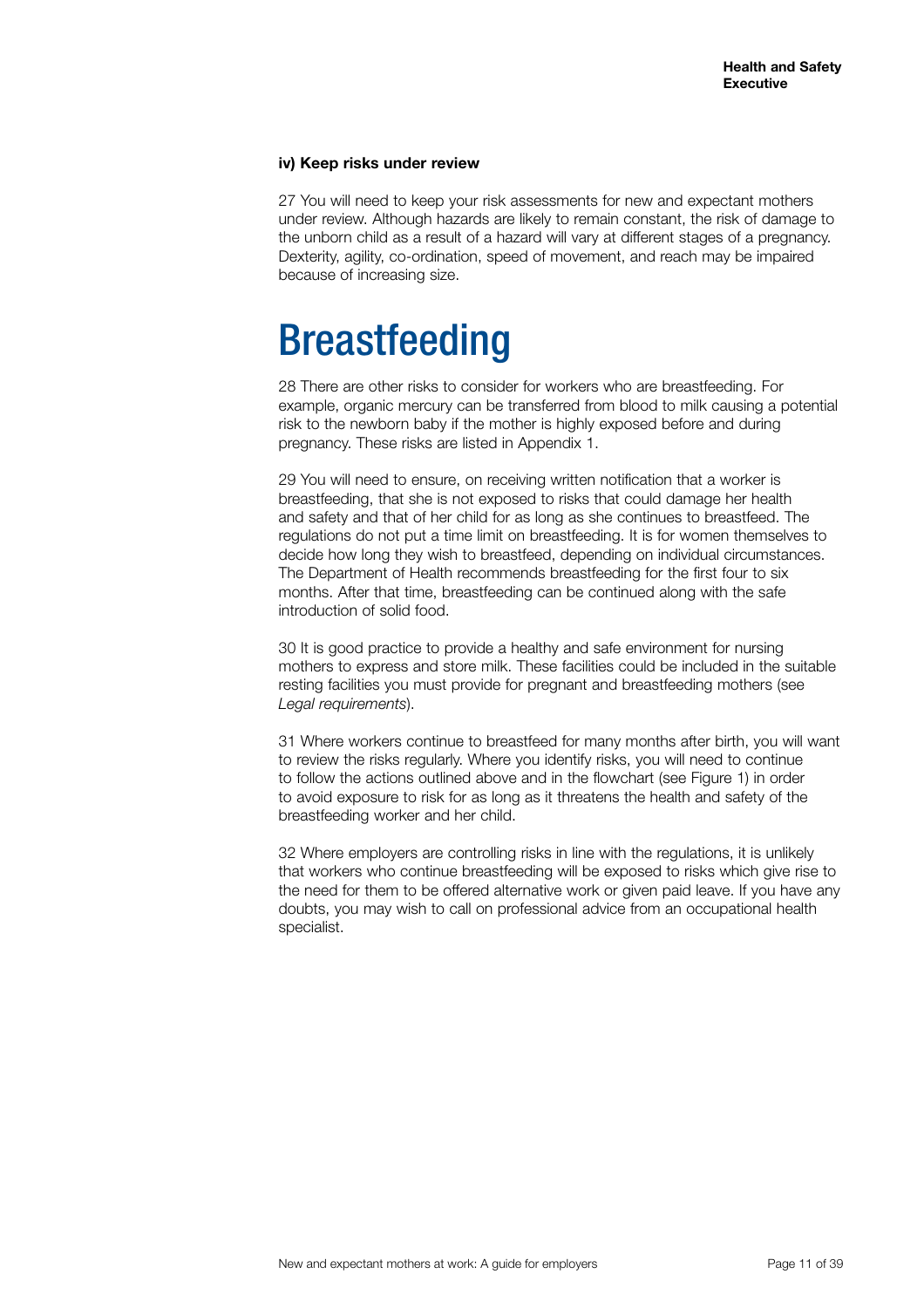#### iv) Keep risks under review

27 You will need to keep your risk assessments for new and expectant mothers under review. Although hazards are likely to remain constant, the risk of damage to the unborn child as a result of a hazard will vary at different stages of a pregnancy. Dexterity, agility, co-ordination, speed of movement, and reach may be impaired because of increasing size.

# Breastfeeding

28 There are other risks to consider for workers who are breastfeeding. For example, organic mercury can be transferred from blood to milk causing a potential risk to the newborn baby if the mother is highly exposed before and during pregnancy. These risks are listed in Appendix 1.

29 You will need to ensure, on receiving written notification that a worker is breastfeeding, that she is not exposed to risks that could damage her health and safety and that of her child for as long as she continues to breastfeed. The regulations do not put a time limit on breastfeeding. It is for women themselves to decide how long they wish to breastfeed, depending on individual circumstances. The Department of Health recommends breastfeeding for the first four to six months. After that time, breastfeeding can be continued along with the safe introduction of solid food.

30 It is good practice to provide a healthy and safe environment for nursing mothers to express and store milk. These facilities could be included in the suitable resting facilities you must provide for pregnant and breastfeeding mothers (see *Legal requirements*).

31 Where workers continue to breastfeed for many months after birth, you will want to review the risks regularly. Where you identify risks, you will need to continue to follow the actions outlined above and in the flowchart (see Figure 1) in order to avoid exposure to risk for as long as it threatens the health and safety of the breastfeeding worker and her child.

32 Where employers are controlling risks in line with the regulations, it is unlikely that workers who continue breastfeeding will be exposed to risks which give rise to the need for them to be offered alternative work or given paid leave. If you have any doubts, you may wish to call on professional advice from an occupational health specialist.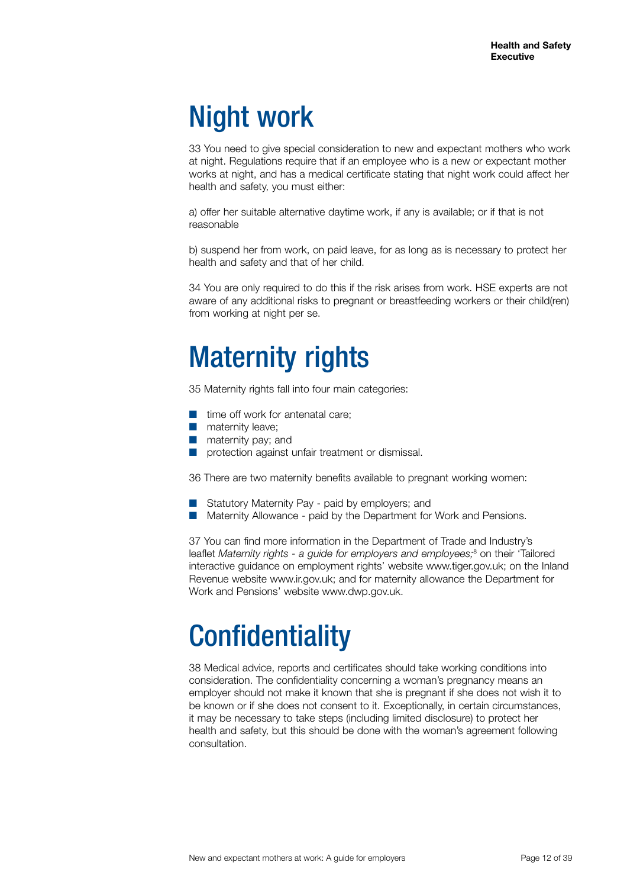# Night work

33 You need to give special consideration to new and expectant mothers who work at night. Regulations require that if an employee who is a new or expectant mother works at night, and has a medical certificate stating that night work could affect her health and safety, you must either:

a) offer her suitable alternative daytime work, if any is available; or if that is not reasonable

b) suspend her from work, on paid leave, for as long as is necessary to protect her health and safety and that of her child.

34 You are only required to do this if the risk arises from work. HSE experts are not aware of any additional risks to pregnant or breastfeeding workers or their child(ren) from working at night per se.

# Maternity rights

35 Maternity rights fall into four main categories:

- time off work for antenatal care;
- maternity leave;
- maternity pay; and
- protection against unfair treatment or dismissal.

36 There are two maternity benefits available to pregnant working women:

- Statutory Maternity Pay - paid by employers; and
- Maternity Allowance - paid by the Department for Work and Pensions.

37 You can find more information in the Department of Trade and Industry's leaflet *Maternity rights - a guide for employers and employees;*[8] on their 'Tailored interactive guidance on employment rights' website www.tiger.gov.uk; on the Inland Revenue website www.ir.gov.uk; and for maternity allowance the Department for Work and Pensions' website www.dwp.gov.uk.

# Confidentiality

38 Medical advice, reports and certificates should take working conditions into consideration. The confidentiality concerning a woman's pregnancy means an employer should not make it known that she is pregnant if she does not wish it to be known or if she does not consent to it. Exceptionally, in certain circumstances, it may be necessary to take steps (including limited disclosure) to protect her health and safety, but this should be done with the woman's agreement following consultation.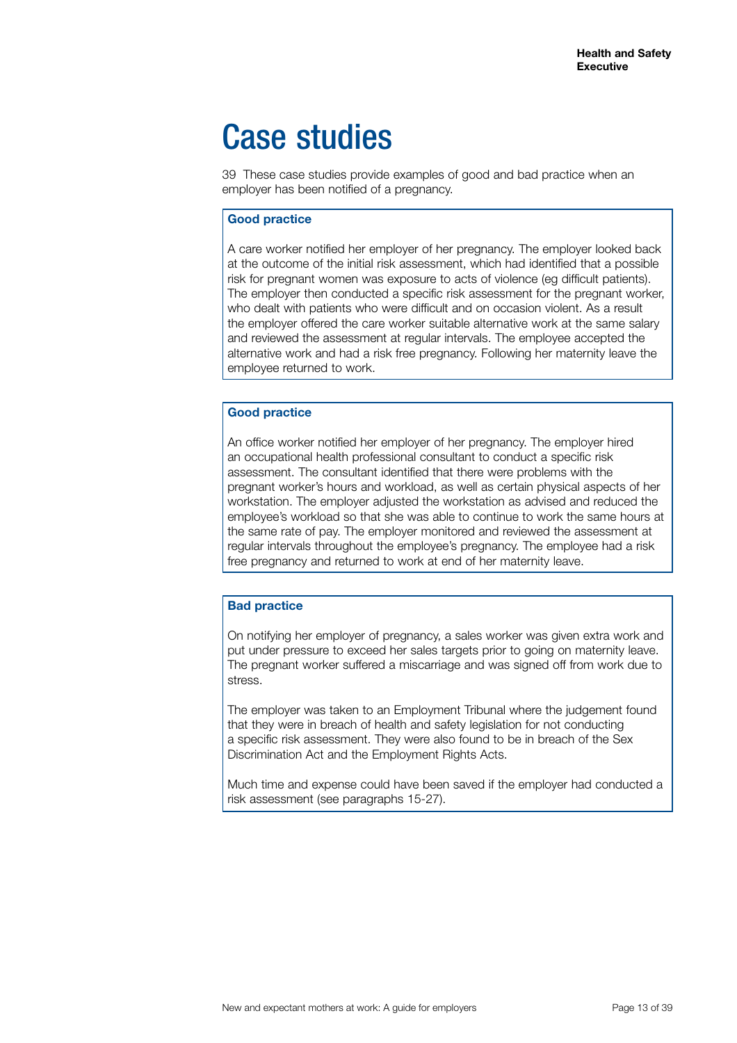# Case studies

39 These case studies provide examples of good and bad practice when an employer has been notified of a pregnancy.

**Good practice**

A care worker notified her employer of her pregnancy. The employer looked back at the outcome of the initial risk assessment, which had identified that a possible risk for pregnant women was exposure to acts of violence (eg difficult patients). The employer then conducted a specific risk assessment for the pregnant worker, who dealt with patients who were difficult and on occasion violent. As a result the employer offered the care worker suitable alternative work at the same salary and reviewed the assessment at regular intervals. The employee accepted the alternative work and had a risk free pregnancy. Following her maternity leave the employee returned to work.

**Good practice**

An office worker notified her employer of her pregnancy. The employer hired an occupational health professional consultant to conduct a specific risk assessment. The consultant identified that there were problems with the pregnant worker's hours and workload, as well as certain physical aspects of her workstation. The employer adjusted the workstation as advised and reduced the employee's workload so that she was able to continue to work the same hours at the same rate of pay. The employer monitored and reviewed the assessment at regular intervals throughout the employee's pregnancy. The employee had a risk free pregnancy and returned to work at end of her maternity leave.

**Bad practice**

On notifying her employer of pregnancy, a sales worker was given extra work and put under pressure to exceed her sales targets prior to going on maternity leave. The pregnant worker suffered a miscarriage and was signed off from work due to stress.

The employer was taken to an Employment Tribunal where the judgement found that they were in breach of health and safety legislation for not conducting a specific risk assessment. They were also found to be in breach of the Sex Discrimination Act and the Employment Rights Acts.

Much time and expense could have been saved if the employer had conducted a risk assessment (see paragraphs 15-27).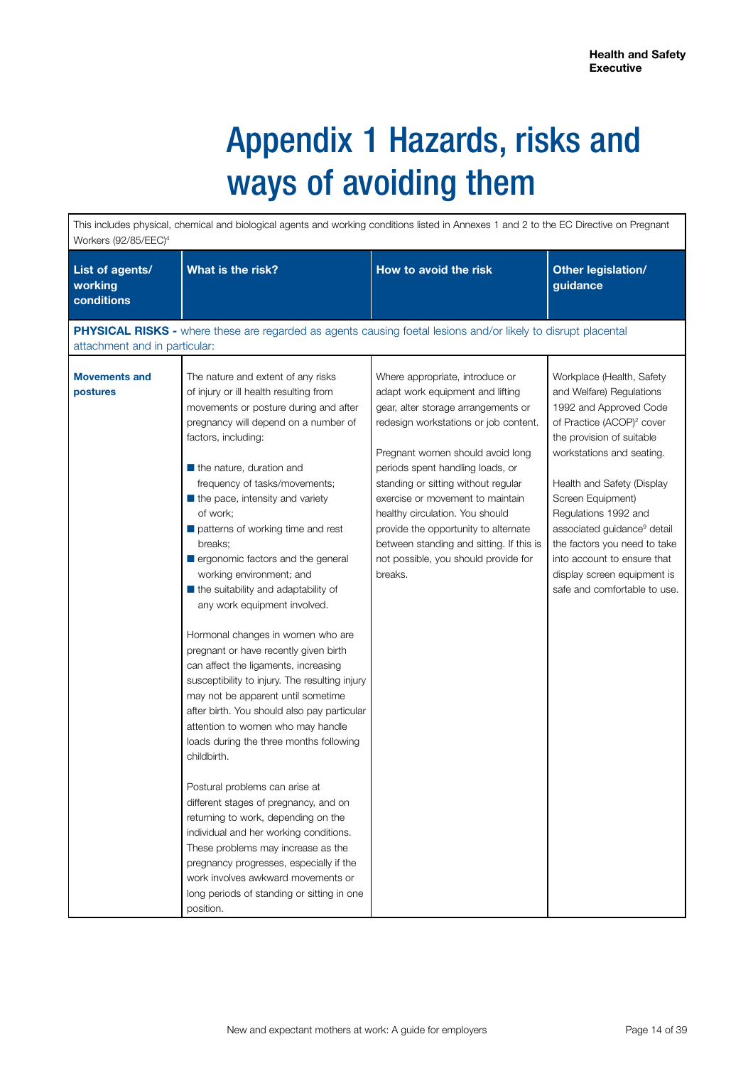# Appendix 1 Hazards, risks and ways of avoiding them

This includes physical, chemical and biological agents and working conditions listed in Annexes 1 and 2 to the EC Directive on Pregnant Workers (92/85/EEC)[4]

| List of agents/ working conditions | What is the risk? | How to avoid the risk | Other legislation/ guidance |
|---|---|---|---|
| **PHYSICAL RISKS -** where these are regarded as agents causing foetal lesions and/or likely to disrupt placental attachment and in particular: | | | |
| **Movements and postures** | The nature and extent of any risks of injury or ill health resulting from movements or posture during and after pregnancy will depend on a number of factors, including: <br> - the nature, duration and frequency of tasks/movements; <br> - the pace, intensity and variety of work; <br> - patterns of working time and rest breaks; <br> - ergonomic factors and the general working environment; and <br> - the suitability and adaptability of any work equipment involved. <br><br> Hormonal changes in women who are pregnant or have recently given birth can affect the ligaments, increasing susceptibility to injury. The resulting injury may not be apparent until sometime after birth. You should also pay particular attention to women who may handle loads during the three months following childbirth. <br><br> Postural problems can arise at different stages of pregnancy, and on returning to work, depending on the individual and her working conditions. These problems may increase as the pregnancy progresses, especially if the work involves awkward movements or long periods of standing or sitting in one position. | Where appropriate, introduce or adapt work equipment and lifting gear, alter storage arrangements or redesign workstations or job content. <br><br> Pregnant women should avoid long periods spent handling loads, or standing or sitting without regular exercise or movement to maintain healthy circulation. You should provide the opportunity to alternate between standing and sitting. If this is not possible, you should provide for breaks. | Workplace (Health, Safety and Welfare) Regulations 1992 and Approved Code of Practice (ACOP)[2] cover the provision of suitable workstations and seating. <br><br> Health and Safety (Display Screen Equipment) Regulations 1992 and associated guidance[9] detail the factors you need to take into account to ensure that display screen equipment is safe and comfortable to use. |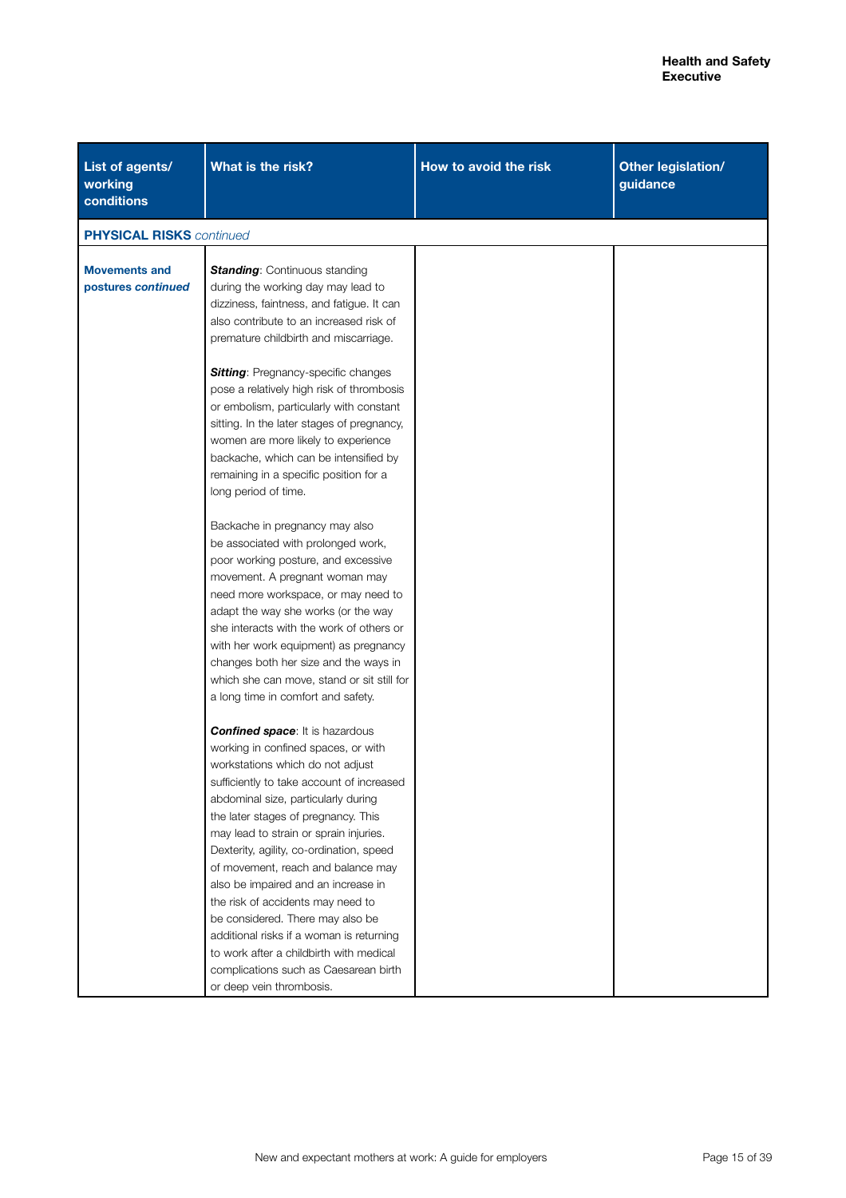| List of agents/ working conditions | What is the risk? | How to avoid the risk | Other legislation/ guidance |
|---|---|---|---|
| **PHYSICAL RISKS** *continued* | | | |
| **Movements and postures *continued*** | ***Standing***: Continuous standing during the working day may lead to dizziness, faintness, and fatigue. It can also contribute to an increased risk of premature childbirth and miscarriage.<br><br>***Sitting***: Pregnancy-specific changes pose a relatively high risk of thrombosis or embolism, particularly with constant sitting. In the later stages of pregnancy, women are more likely to experience backache, which can be intensified by remaining in a specific position for a long period of time.<br><br>Backache in pregnancy may also be associated with prolonged work, poor working posture, and excessive movement. A pregnant woman may need more workspace, or may need to adapt the way she works (or the way she interacts with the work of others or with her work equipment) as pregnancy changes both her size and the ways in which she can move, stand or sit still for a long time in comfort and safety.<br><br>***Confined space***: It is hazardous working in confined spaces, or with workstations which do not adjust sufficiently to take account of increased abdominal size, particularly during the later stages of pregnancy. This may lead to strain or sprain injuries. Dexterity, agility, co-ordination, speed of movement, reach and balance may also be impaired and an increase in the risk of accidents may need to be considered. There may also be additional risks if a woman is returning to work after a childbirth with medical complications such as Caesarean birth or deep vein thrombosis. | | |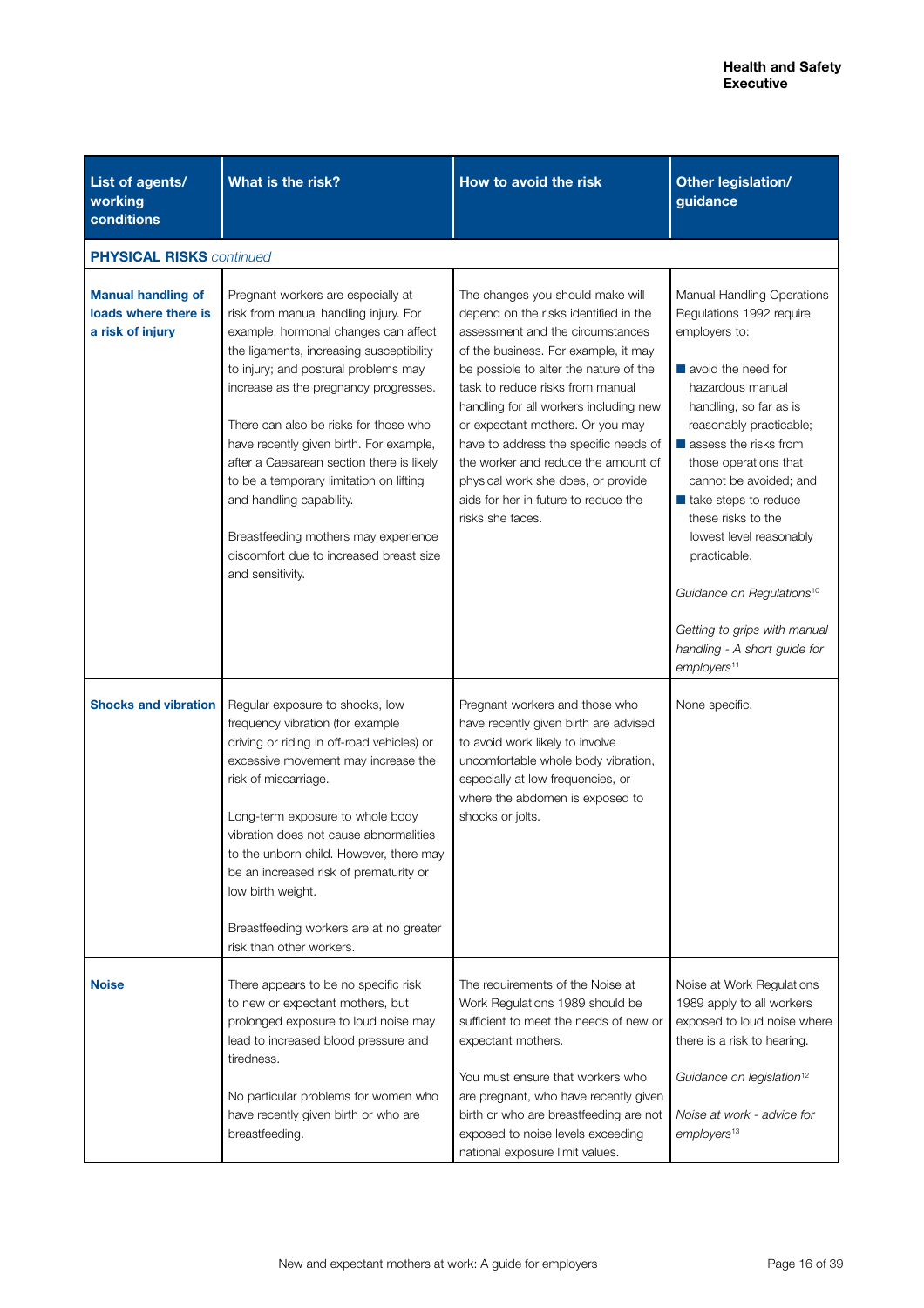| List of agents/ working conditions | What is the risk? | How to avoid the risk | Other legislation/ guidance |
|---|---|---|---|
| **PHYSICAL RISKS** *continued* | | | |
| **Manual handling of loads where there is a risk of injury** | Pregnant workers are especially at risk from manual handling injury. For example, hormonal changes can affect the ligaments, increasing susceptibility to injury; and postural problems may increase as the pregnancy progresses.<br><br>There can also be risks for those who have recently given birth. For example, after a Caesarean section there is likely to be a temporary limitation on lifting and handling capability.<br><br>Breastfeeding mothers may experience discomfort due to increased breast size and sensitivity. | The changes you should make will depend on the risks identified in the assessment and the circumstances of the business. For example, it may be possible to alter the nature of the task to reduce risks from manual handling for all workers including new or expectant mothers. Or you may have to address the specific needs of the worker and reduce the amount of physical work she does, or provide aids for her in future to reduce the risks she faces. | Manual Handling Operations Regulations 1992 require employers to:<br>■ avoid the need for hazardous manual handling, so far as is reasonably practicable;<br>■ assess the risks from those operations that cannot be avoided; and<br>■ take steps to reduce these risks to the lowest level reasonably practicable.<br><br>*Guidance on Regulations*[10]<br><br>*Getting to grips with manual handling - A short guide for employers*[11] |
| **Shocks and vibration** | Regular exposure to shocks, low frequency vibration (for example driving or riding in off-road vehicles) or excessive movement may increase the risk of miscarriage.<br><br>Long-term exposure to whole body vibration does not cause abnormalities to the unborn child. However, there may be an increased risk of prematurity or low birth weight.<br><br>Breastfeeding workers are at no greater risk than other workers. | Pregnant workers and those who have recently given birth are advised to avoid work likely to involve uncomfortable whole body vibration, especially at low frequencies, or where the abdomen is exposed to shocks or jolts. | None specific. |
| **Noise** | There appears to be no specific risk to new or expectant mothers, but prolonged exposure to loud noise may lead to increased blood pressure and tiredness.<br><br>No particular problems for women who have recently given birth or who are breastfeeding. | The requirements of the Noise at Work Regulations 1989 should be sufficient to meet the needs of new or expectant mothers.<br><br>You must ensure that workers who are pregnant, who have recently given birth or who are breastfeeding are not exposed to noise levels exceeding national exposure limit values. | Noise at Work Regulations 1989 apply to all workers exposed to loud noise where there is a risk to hearing.<br><br>*Guidance on legislation*[12]<br><br>*Noise at work - advice for employers*[13] |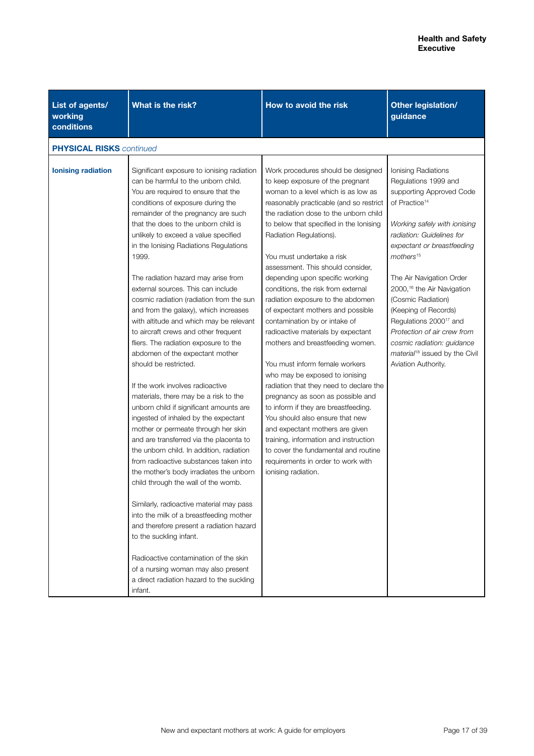| List of agents/ working conditions | What is the risk? | How to avoid the risk | Other legislation/ guidance |
|---|---|---|---|
| **PHYSICAL RISKS** *continued* | | | |
| **Ionising radiation** | Significant exposure to ionising radiation can be harmful to the unborn child. You are required to ensure that the conditions of exposure during the remainder of the pregnancy are such that the does to the unborn child is unlikely to exceed a value specified in the Ionising Radiations Regulations 1999.<br><br>The radiation hazard may arise from external sources. This can include cosmic radiation (radiation from the sun and from the galaxy), which increases with altitude and which may be relevant to aircraft crews and other frequent fliers. The radiation exposure to the abdomen of the expectant mother should be restricted.<br><br>If the work involves radioactive materials, there may be a risk to the unborn child if significant amounts are ingested of inhaled by the expectant mother or permeate through her skin and are transferred via the placenta to the unborn child. In addition, radiation from radioactive substances taken into the mother's body irradiates the unborn child through the wall of the womb.<br><br>Similarly, radioactive material may pass into the milk of a breastfeeding mother and therefore present a radiation hazard to the suckling infant.<br><br>Radioactive contamination of the skin of a nursing woman may also present a direct radiation hazard to the suckling infant. | Work procedures should be designed to keep exposure of the pregnant woman to a level which is as low as reasonably practicable (and so restrict the radiation dose to the unborn child to below that specified in the Ionising Radiation Regulations).<br><br>You must undertake a risk assessment. This should consider, depending upon specific working conditions, the risk from external radiation exposure to the abdomen of expectant mothers and possible contamination by or intake of radioactive materials by expectant mothers and breastfeeding women.<br><br>You must inform female workers who may be exposed to ionising radiation that they need to declare the pregnancy as soon as possible and to inform if they are breastfeeding. You should also ensure that new and expectant mothers are given training, information and instruction to cover the fundamental and routine requirements in order to work with ionising radiation. | Ionising Radiations Regulations 1999 and supporting Approved Code of Practice[14]<br><br>*Working safely with ionising radiation: Guidelines for expectant or breastfeeding mothers*[15]<br><br>The Air Navigation Order 2000,[16] the Air Navigation (Cosmic Radiation) (Keeping of Records) Regulations 2000[17] and *Protection of air crew from cosmic radiation: guidance material*[18] issued by the Civil Aviation Authority. |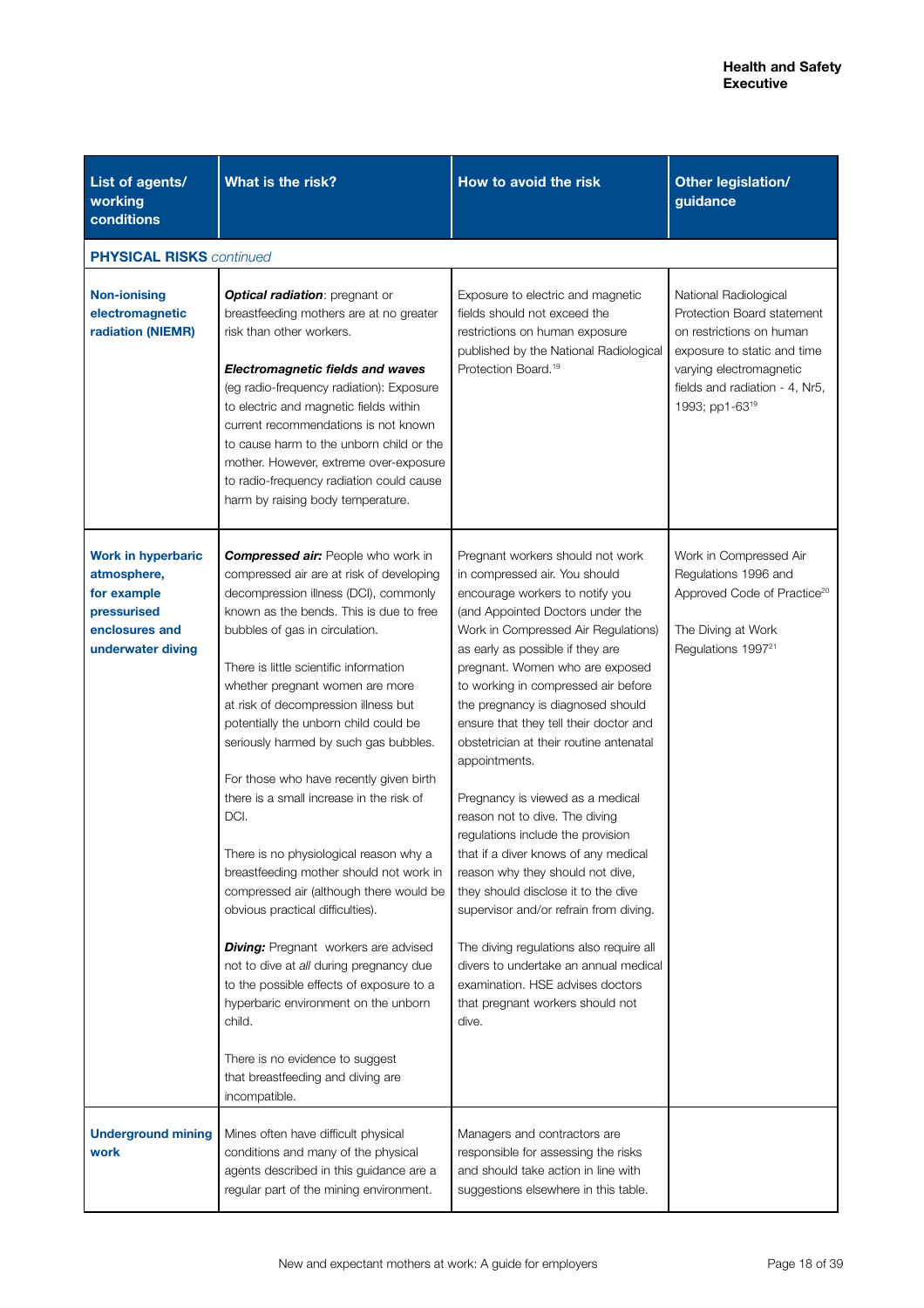| List of agents/ working conditions | What is the risk? | How to avoid the risk | Other legislation/ guidance |
|---|---|---|---|
| **PHYSICAL RISKS** *continued* | | | |
| **Non-ionising electromagnetic radiation (NIEMR)** | ***Optical radiation***: pregnant or breastfeeding mothers are at no greater risk than other workers.<br><br>***Electromagnetic fields and waves*** (eg radio-frequency radiation): Exposure to electric and magnetic fields within current recommendations is not known to cause harm to the unborn child or the mother. However, extreme over-exposure to radio-frequency radiation could cause harm by raising body temperature. | Exposure to electric and magnetic fields should not exceed the restrictions on human exposure published by the National Radiological Protection Board.[19] | National Radiological Protection Board statement on restrictions on human exposure to static and time varying electromagnetic fields and radiation - 4, Nr5, 1993; pp1-63[19] |
| **Work in hyperbaric atmosphere, for example pressurised enclosures and underwater diving** | ***Compressed air:*** People who work in compressed air are at risk of developing decompression illness (DCI), commonly known as the bends. This is due to free bubbles of gas in circulation.<br><br>There is little scientific information whether pregnant women are more at risk of decompression illness but potentially the unborn child could be seriously harmed by such gas bubbles.<br><br>For those who have recently given birth there is a small increase in the risk of DCI.<br><br>There is no physiological reason why a breastfeeding mother should not work in compressed air (although there would be obvious practical difficulties).<br><br>***Diving:*** Pregnant workers are advised not to dive at *all* during pregnancy due to the possible effects of exposure to a hyperbaric environment on the unborn child.<br><br>There is no evidence to suggest that breastfeeding and diving are incompatible. | Pregnant workers should not work in compressed air. You should encourage workers to notify you (and Appointed Doctors under the Work in Compressed Air Regulations) as early as possible if they are pregnant. Women who are exposed to working in compressed air before the pregnancy is diagnosed should ensure that they tell their doctor and obstetrician at their routine antenatal appointments.<br><br>Pregnancy is viewed as a medical reason not to dive. The diving regulations include the provision that if a diver knows of any medical reason why they should not dive, they should disclose it to the dive supervisor and/or refrain from diving.<br><br>The diving regulations also require all divers to undertake an annual medical examination. HSE advises doctors that pregnant workers should not dive. | Work in Compressed Air Regulations 1996 and Approved Code of Practice[20]<br><br>The Diving at Work Regulations 1997[21] |
| **Underground mining work** | Mines often have difficult physical conditions and many of the physical agents described in this guidance are a regular part of the mining environment. | Managers and contractors are responsible for assessing the risks and should take action in line with suggestions elsewhere in this table. | |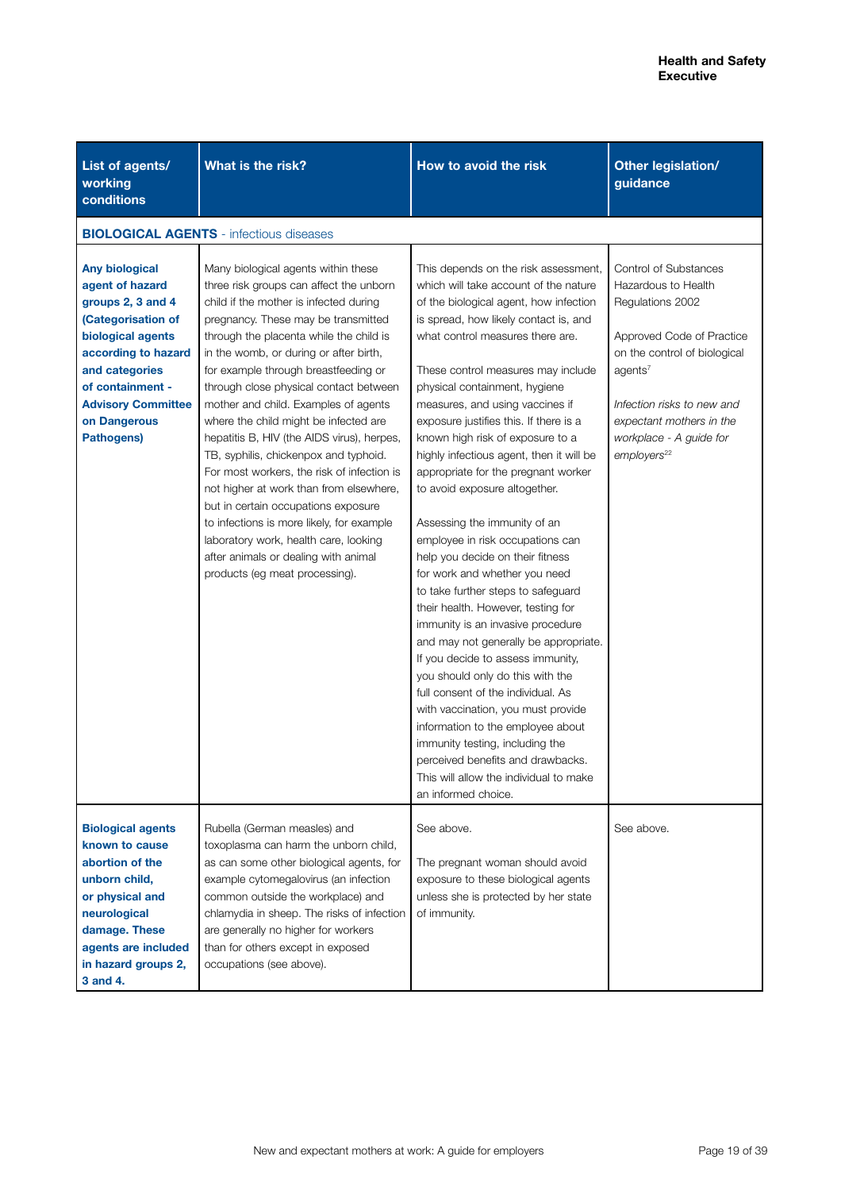| List of agents/ working conditions | What is the risk? | How to avoid the risk | Other legislation/ guidance |
|---|---|---|---|
| **BIOLOGICAL AGENTS** - infectious diseases | | | |
| **Any biological agent of hazard groups 2, 3 and 4 (Categorisation of biological agents according to hazard and categories of containment - Advisory Committee on Dangerous Pathogens)** | Many biological agents within these three risk groups can affect the unborn child if the mother is infected during pregnancy. These may be transmitted through the placenta while the child is in the womb, or during or after birth, for example through breastfeeding or through close physical contact between mother and child. Examples of agents where the child might be infected are hepatitis B, HIV (the AIDS virus), herpes, TB, syphilis, chickenpox and typhoid. For most workers, the risk of infection is not higher at work than from elsewhere, but in certain occupations exposure to infections is more likely, for example laboratory work, health care, looking after animals or dealing with animal products (eg meat processing). | This depends on the risk assessment, which will take account of the nature of the biological agent, how infection is spread, how likely contact is, and what control measures there are.<br><br>These control measures may include physical containment, hygiene measures, and using vaccines if exposure justifies this. If there is a known high risk of exposure to a highly infectious agent, then it will be appropriate for the pregnant worker to avoid exposure altogether.<br><br>Assessing the immunity of an employee in risk occupations can help you decide on their fitness for work and whether you need to take further steps to safeguard their health. However, testing for immunity is an invasive procedure and may not generally be appropriate. If you decide to assess immunity, you should only do this with the full consent of the individual. As with vaccination, you must provide information to the employee about immunity testing, including the perceived benefits and drawbacks. This will allow the individual to make an informed choice. | Control of Substances Hazardous to Health Regulations 2002<br><br>Approved Code of Practice on the control of biological agents[7]<br><br>*Infection risks to new and expectant mothers in the workplace - A guide for employers*[22] |
| **Biological agents known to cause abortion of the unborn child, or physical and neurological damage. These agents are included in hazard groups 2, 3 and 4.** | Rubella (German measles) and toxoplasma can harm the unborn child, as can some other biological agents, for example cytomegalovirus (an infection common outside the workplace) and chlamydia in sheep. The risks of infection are generally no higher for workers than for others except in exposed occupations (see above). | See above.<br><br>The pregnant woman should avoid exposure to these biological agents unless she is protected by her state of immunity. | See above. |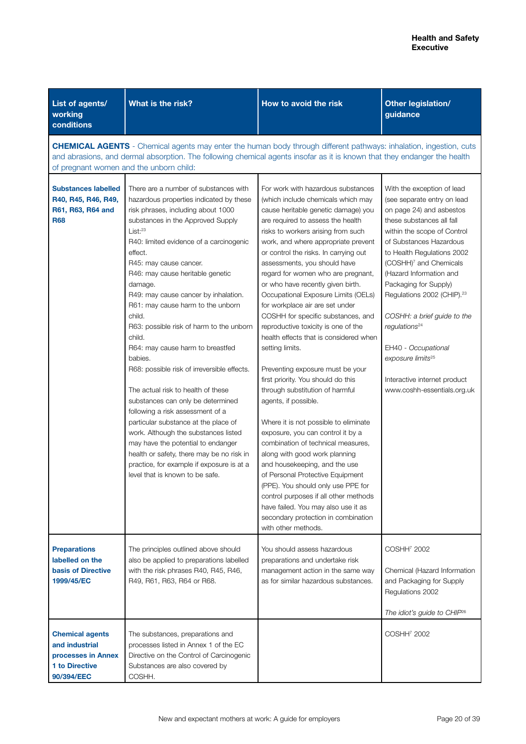| List of agents/ working conditions | What is the risk? | How to avoid the risk | Other legislation/ guidance |
|---|---|---|---|
| **CHEMICAL AGENTS** - Chemical agents may enter the human body through different pathways: inhalation, ingestion, cuts and abrasions, and dermal absorption. The following chemical agents insofar as it is known that they endanger the health of pregnant women and the unborn child: | | | |
| **Substances labelled R40, R45, R46, R49, R61, R63, R64 and R68** | There are a number of substances with hazardous properties indicated by these risk phrases, including about 1000 substances in the Approved Supply List:[23]<br>R40: limited evidence of a carcinogenic effect.<br>R45: may cause cancer.<br>R46: may cause heritable genetic damage.<br>R49: may cause cancer by inhalation.<br>R61: may cause harm to the unborn child.<br>R63: possible risk of harm to the unborn child.<br>R64: may cause harm to breastfed babies.<br>R68: possible risk of irreversible effects.<br><br>The actual risk to health of these substances can only be determined following a risk assessment of a particular substance at the place of work. Although the substances listed may have the potential to endanger health or safety, there may be no risk in practice, for example if exposure is at a level that is known to be safe. | For work with hazardous substances (which include chemicals which may cause heritable genetic damage) you are required to assess the health risks to workers arising from such work, and where appropriate prevent or control the risks. In carrying out assessments, you should have regard for women who are pregnant, or who have recently given birth. Occupational Exposure Limits (OELs) for workplace air are set under COSHH for specific substances, and reproductive toxicity is one of the health effects that is considered when setting limits.<br><br>Preventing exposure must be your first priority. You should do this through substitution of harmful agents, if possible.<br><br>Where it is not possible to eliminate exposure, you can control it by a combination of technical measures, along with good work planning and housekeeping, and the use of Personal Protective Equipment (PPE). You should only use PPE for control purposes if all other methods have failed. You may also use it as secondary protection in combination with other methods. | With the exception of lead (see separate entry on lead on page 24) and asbestos these substances all fall within the scope of Control of Substances Hazardous to Health Regulations 2002 (COSHH)[7] and Chemicals (Hazard Information and Packaging for Supply) Regulations 2002 (CHIP).[23]<br><br>*COSHH: a brief guide to the regulations*[24]<br><br>EH40 - *Occupational exposure limits*[25]<br><br>Interactive internet product www.coshh-essentials.org.uk |
| **Preparations labelled on the basis of Directive 1999/45/EC** | The principles outlined above should also be applied to preparations labelled with the risk phrases R40, R45, R46, R49, R61, R63, R64 or R68. | You should assess hazardous preparations and undertake risk management action in the same way as for similar hazardous substances. | COSHH[7] 2002<br><br>Chemical (Hazard Information and Packaging for Supply Regulations 2002<br><br>*The idiot's guide to CHIP*[26] |
| **Chemical agents and industrial processes in Annex 1 to Directive 90/394/EEC** | The substances, preparations and processes listed in Annex 1 of the EC Directive on the Control of Carcinogenic Substances are also covered by COSHH. | | COSHH[7] 2002 |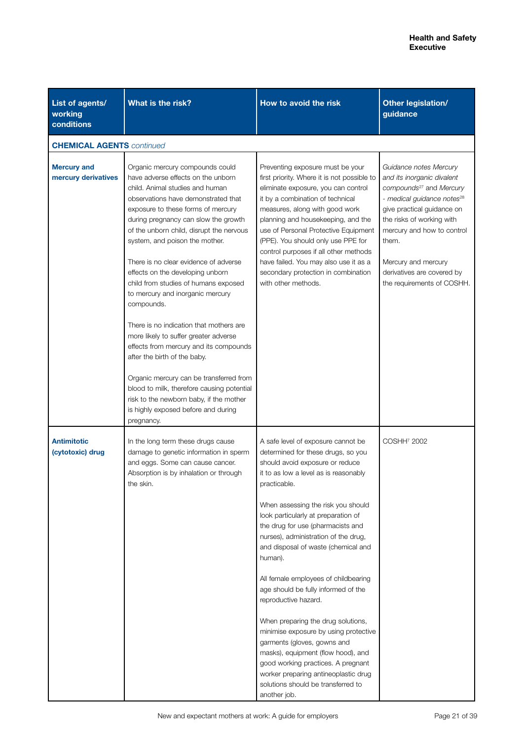| List of agents/ working conditions | What is the risk? | How to avoid the risk | Other legislation/ guidance |
|---|---|---|---|
| **CHEMICAL AGENTS** *continued* | | | |
| **Mercury and mercury derivatives** | Organic mercury compounds could have adverse effects on the unborn child. Animal studies and human observations have demonstrated that exposure to these forms of mercury during pregnancy can slow the growth of the unborn child, disrupt the nervous system, and poison the mother.<br><br>There is no clear evidence of adverse effects on the developing unborn child from studies of humans exposed to mercury and inorganic mercury compounds.<br><br>There is no indication that mothers are more likely to suffer greater adverse effects from mercury and its compounds after the birth of the baby.<br><br>Organic mercury can be transferred from blood to milk, therefore causing potential risk to the newborn baby, if the mother is highly exposed before and during pregnancy. | Preventing exposure must be your first priority. Where it is not possible to eliminate exposure, you can control it by a combination of technical measures, along with good work planning and housekeeping, and the use of Personal Protective Equipment (PPE). You should only use PPE for control purposes if all other methods have failed. You may also use it as a secondary protection in combination with other methods. | *Guidance notes Mercury and its inorganic divalent compounds*[27] and *Mercury - medical guidance notes*[28] give practical guidance on the risks of working with mercury and how to control them.<br><br>Mercury and mercury derivatives are covered by the requirements of COSHH. |
| **Antimitotic (cytotoxic) drug** | In the long term these drugs cause damage to genetic information in sperm and eggs. Some can cause cancer. Absorption is by inhalation or through the skin. | A safe level of exposure cannot be determined for these drugs, so you should avoid exposure or reduce it to as low a level as is reasonably practicable.<br><br>When assessing the risk you should look particularly at preparation of the drug for use (pharmacists and nurses), administration of the drug, and disposal of waste (chemical and human).<br><br>All female employees of childbearing age should be fully informed of the reproductive hazard.<br><br>When preparing the drug solutions, minimise exposure by using protective garments (gloves, gowns and masks), equipment (flow hood), and good working practices. A pregnant worker preparing antineoplastic drug solutions should be transferred to another job. | COSHH[7] 2002 |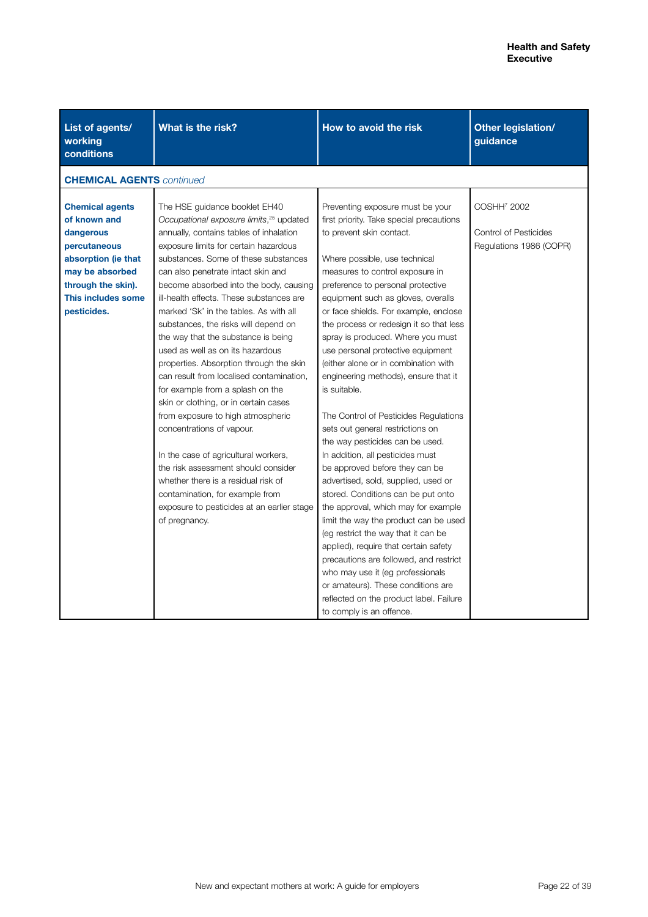| List of agents/ working conditions | What is the risk? | How to avoid the risk | Other legislation/ guidance |
|---|---|---|---|
| **CHEMICAL AGENTS** *continued* | | | |
| **Chemical agents of known and dangerous percutaneous absorption (ie that may be absorbed through the skin). This includes some pesticides.** | The HSE guidance booklet EH40 *Occupational exposure limits*,[25] updated annually, contains tables of inhalation exposure limits for certain hazardous substances. Some of these substances can also penetrate intact skin and become absorbed into the body, causing ill-health effects. These substances are marked 'Sk' in the tables. As with all substances, the risks will depend on the way that the substance is being used as well as on its hazardous properties. Absorption through the skin can result from localised contamination, for example from a splash on the skin or clothing, or in certain cases from exposure to high atmospheric concentrations of vapour.<br><br>In the case of agricultural workers, the risk assessment should consider whether there is a residual risk of contamination, for example from exposure to pesticides at an earlier stage of pregnancy. | Preventing exposure must be your first priority. Take special precautions to prevent skin contact.<br><br>Where possible, use technical measures to control exposure in preference to personal protective equipment such as gloves, overalls or face shields. For example, enclose the process or redesign it so that less spray is produced. Where you must use personal protective equipment (either alone or in combination with engineering methods), ensure that it is suitable.<br><br>The Control of Pesticides Regulations sets out general restrictions on the way pesticides can be used. In addition, all pesticides must be approved before they can be advertised, sold, supplied, used or stored. Conditions can be put onto the approval, which may for example limit the way the product can be used (eg restrict the way that it can be applied), require that certain safety precautions are followed, and restrict who may use it (eg professionals or amateurs). These conditions are reflected on the product label. Failure to comply is an offence. | COSHH[7] 2002<br><br>Control of Pesticides Regulations 1986 (COPR) |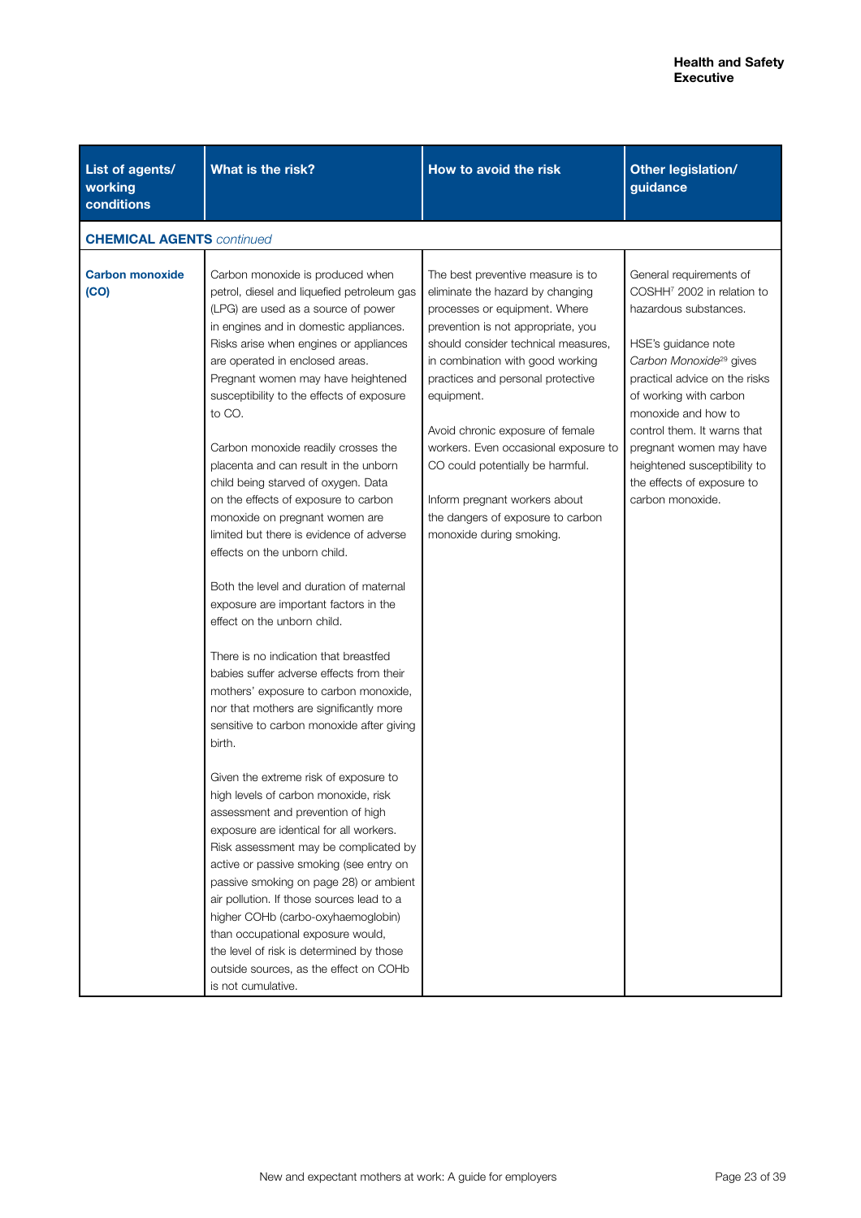| List of agents/ working conditions | What is the risk? | How to avoid the risk | Other legislation/ guidance |
|---|---|---|---|
| **CHEMICAL AGENTS** *continued* | | | |
| **Carbon monoxide (CO)** | Carbon monoxide is produced when petrol, diesel and liquefied petroleum gas (LPG) are used as a source of power in engines and in domestic appliances. Risks arise when engines or appliances are operated in enclosed areas. Pregnant women may have heightened susceptibility to the effects of exposure to CO.<br><br>Carbon monoxide readily crosses the placenta and can result in the unborn child being starved of oxygen. Data on the effects of exposure to carbon monoxide on pregnant women are limited but there is evidence of adverse effects on the unborn child.<br><br>Both the level and duration of maternal exposure are important factors in the effect on the unborn child.<br><br>There is no indication that breastfed babies suffer adverse effects from their mothers' exposure to carbon monoxide, nor that mothers are significantly more sensitive to carbon monoxide after giving birth.<br><br>Given the extreme risk of exposure to high levels of carbon monoxide, risk assessment and prevention of high exposure are identical for all workers. Risk assessment may be complicated by active or passive smoking (see entry on passive smoking on page 28) or ambient air pollution. If those sources lead to a higher COHb (carbo-oxyhaemoglobin) than occupational exposure would, the level of risk is determined by those outside sources, as the effect on COHb is not cumulative. | The best preventive measure is to eliminate the hazard by changing processes or equipment. Where prevention is not appropriate, you should consider technical measures, in combination with good working practices and personal protective equipment.<br><br>Avoid chronic exposure of female workers. Even occasional exposure to CO could potentially be harmful.<br><br>Inform pregnant workers about the dangers of exposure to carbon monoxide during smoking. | General requirements of COSHH[7] 2002 in relation to hazardous substances.<br><br>HSE's guidance note *Carbon Monoxide*[29] gives practical advice on the risks of working with carbon monoxide and how to control them. It warns that pregnant women may have heightened susceptibility to the effects of exposure to carbon monoxide. |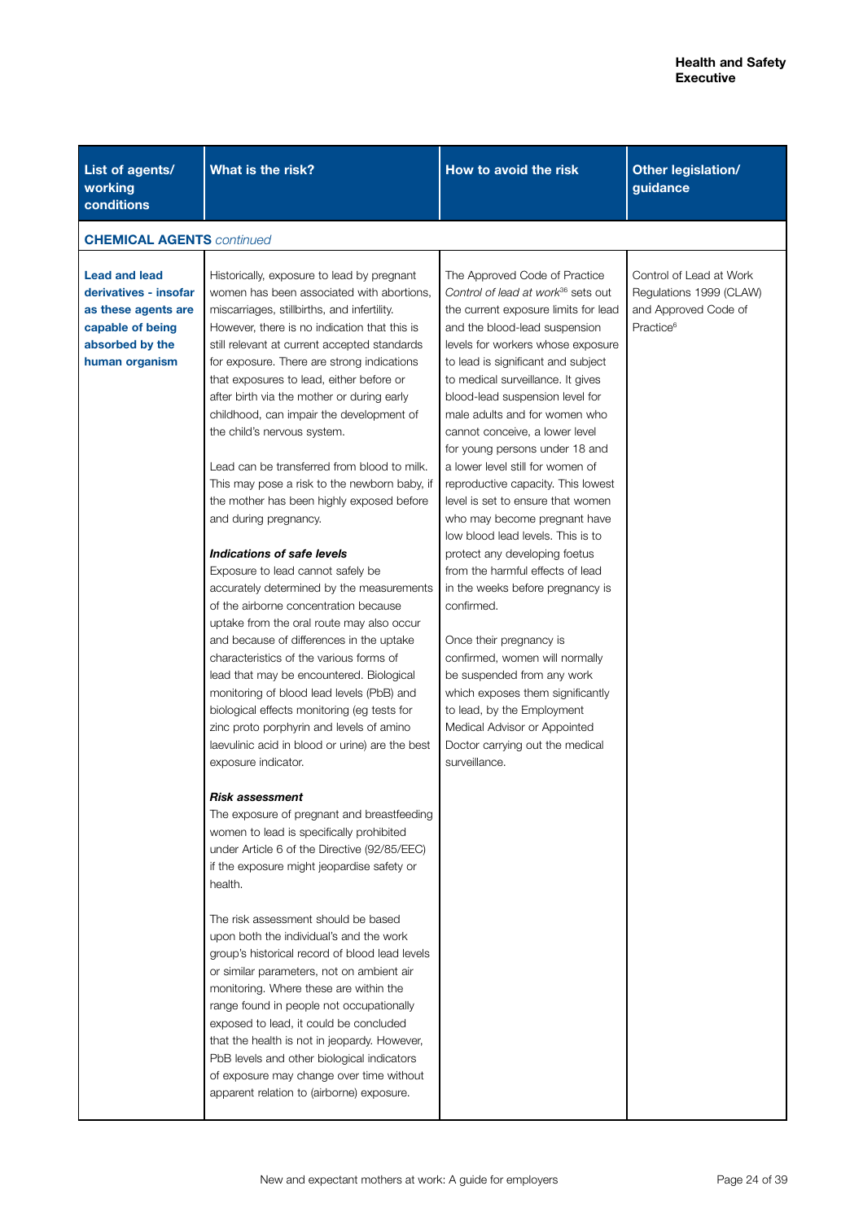| List of agents/ working conditions | What is the risk? | How to avoid the risk | Other legislation/ guidance |
|---|---|---|---|
| **CHEMICAL AGENTS** *continued* | | | |
| **Lead and lead derivatives - insofar as these agents are capable of being absorbed by the human organism** | Historically, exposure to lead by pregnant women has been associated with abortions, miscarriages, stillbirths, and infertility. However, there is no indication that this is still relevant at current accepted standards for exposure. There are strong indications that exposures to lead, either before or after birth via the mother or during early childhood, can impair the development of the child's nervous system.<br><br>Lead can be transferred from blood to milk. This may pose a risk to the newborn baby, if the mother has been highly exposed before and during pregnancy.<br><br>***Indications of safe levels***<br>Exposure to lead cannot safely be accurately determined by the measurements of the airborne concentration because uptake from the oral route may also occur and because of differences in the uptake characteristics of the various forms of lead that may be encountered. Biological monitoring of blood lead levels (PbB) and biological effects monitoring (eg tests for zinc proto porphyrin and levels of amino laevulinic acid in blood or urine) are the best exposure indicator.<br><br>***Risk assessment***<br>The exposure of pregnant and breastfeeding women to lead is specifically prohibited under Article 6 of the Directive (92/85/EEC) if the exposure might jeopardise safety or health.<br><br>The risk assessment should be based upon both the individual's and the work group's historical record of blood lead levels or similar parameters, not on ambient air monitoring. Where these are within the range found in people not occupationally exposed to lead, it could be concluded that the health is not in jeopardy. However, PbB levels and other biological indicators of exposure may change over time without apparent relation to (airborne) exposure. | The Approved Code of Practice *Control of lead at work*[36] sets out the current exposure limits for lead and the blood-lead suspension levels for workers whose exposure to lead is significant and subject to medical surveillance. It gives blood-lead suspension level for male adults and for women who cannot conceive, a lower level for young persons under 18 and a lower level still for women of reproductive capacity. This lowest level is set to ensure that women who may become pregnant have low blood lead levels. This is to protect any developing foetus from the harmful effects of lead in the weeks before pregnancy is confirmed.<br><br>Once their pregnancy is confirmed, women will normally be suspended from any work which exposes them significantly to lead, by the Employment Medical Advisor or Appointed Doctor carrying out the medical surveillance. | Control of Lead at Work Regulations 1999 (CLAW) and Approved Code of Practice[6] |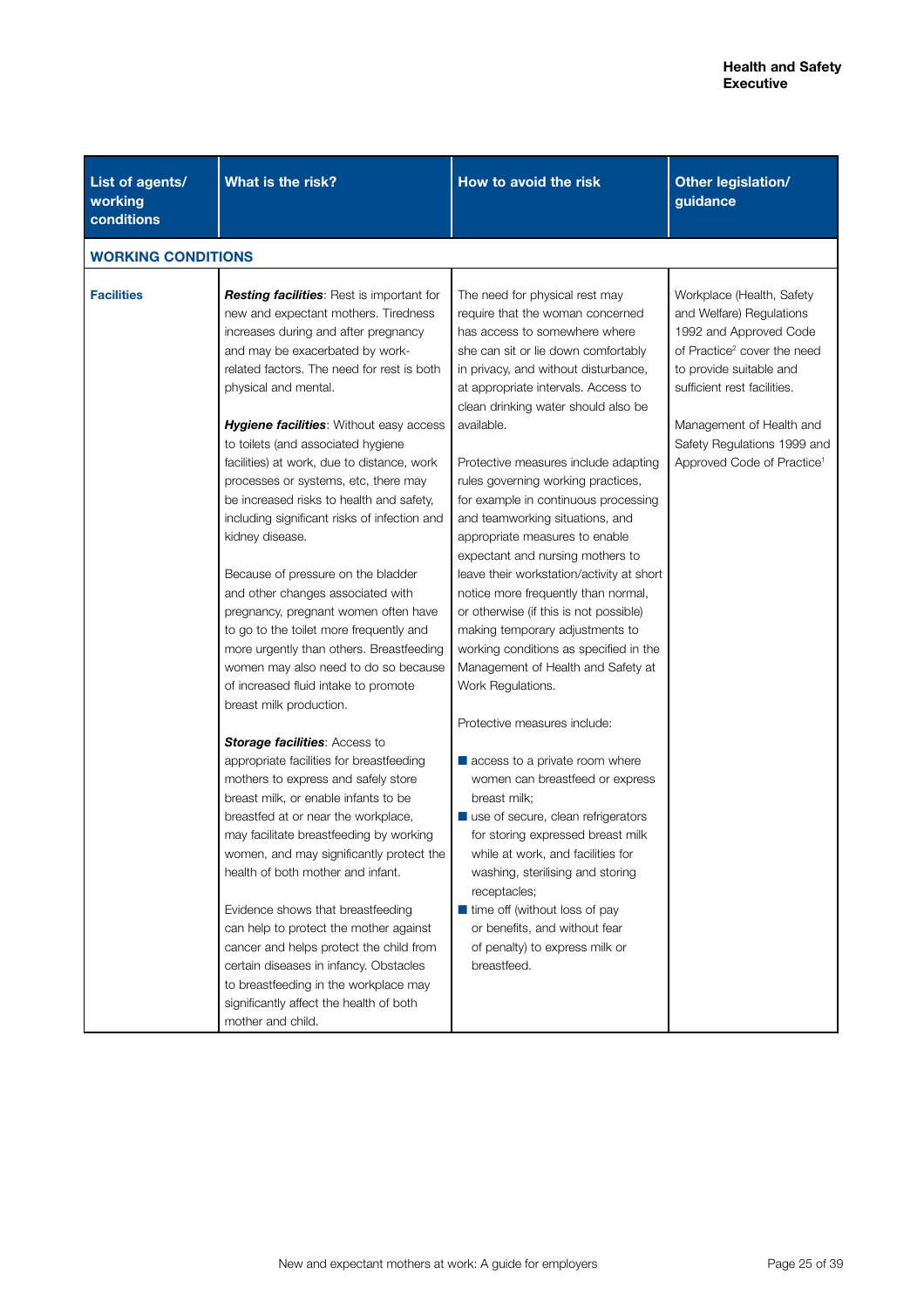| List of agents/ working conditions | What is the risk? | How to avoid the risk | Other legislation/ guidance |
|---|---|---|---|
| **WORKING CONDITIONS** | | | |
| **Facilities** | ***Resting facilities***: Rest is important for new and expectant mothers. Tiredness increases during and after pregnancy and may be exacerbated by work-related factors. The need for rest is both physical and mental.<br><br>***Hygiene facilities***: Without easy access to toilets (and associated hygiene facilities) at work, due to distance, work processes or systems, etc, there may be increased risks to health and safety, including significant risks of infection and kidney disease.<br><br>Because of pressure on the bladder and other changes associated with pregnancy, pregnant women often have to go to the toilet more frequently and more urgently than others. Breastfeeding women may also need to do so because of increased fluid intake to promote breast milk production.<br><br>***Storage facilities***: Access to appropriate facilities for breastfeeding mothers to express and safely store breast milk, or enable infants to be breastfed at or near the workplace, may facilitate breastfeeding by working women, and may significantly protect the health of both mother and infant.<br><br>Evidence shows that breastfeeding can help to protect the mother against cancer and helps protect the child from certain diseases in infancy. Obstacles to breastfeeding in the workplace may significantly affect the health of both mother and child. | The need for physical rest may require that the woman concerned has access to somewhere where she can sit or lie down comfortably in privacy, and without disturbance, at appropriate intervals. Access to clean drinking water should also be available.<br><br>Protective measures include adapting rules governing working practices, for example in continuous processing and teamworking situations, and appropriate measures to enable expectant and nursing mothers to leave their workstation/activity at short notice more frequently than normal, or otherwise (if this is not possible) making temporary adjustments to working conditions as specified in the Management of Health and Safety at Work Regulations.<br><br>Protective measures include:<br>- access to a private room where women can breastfeed or express breast milk;<br>- use of secure, clean refrigerators for storing expressed breast milk while at work, and facilities for washing, sterilising and storing receptacles;<br>- time off (without loss of pay or benefits, and without fear of penalty) to express milk or breastfeed. | Workplace (Health, Safety and Welfare) Regulations 1992 and Approved Code of Practice[2] cover the need to provide suitable and sufficient rest facilities.<br><br>Management of Health and Safety Regulations 1999 and Approved Code of Practice[1] |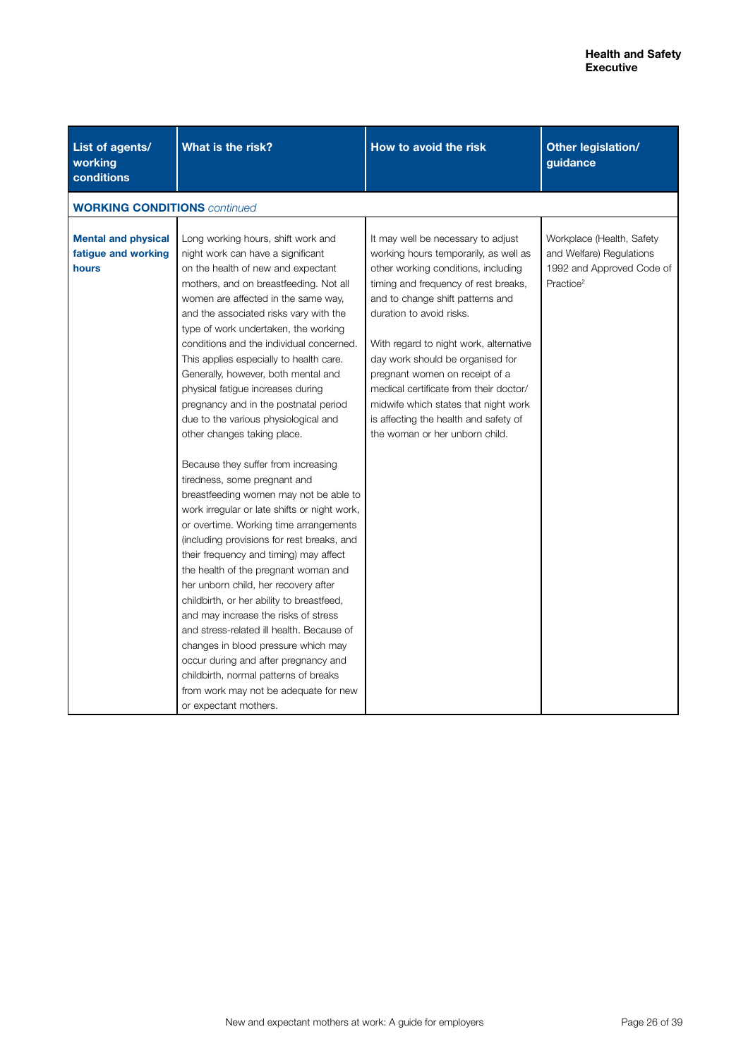| List of agents/ working conditions | What is the risk? | How to avoid the risk | Other legislation/ guidance |
|---|---|---|---|
| **WORKING CONDITIONS** *continued* | | | |
| **Mental and physical fatigue and working hours** | Long working hours, shift work and night work can have a significant on the health of new and expectant mothers, and on breastfeeding. Not all women are affected in the same way, and the associated risks vary with the type of work undertaken, the working conditions and the individual concerned. This applies especially to health care. Generally, however, both mental and physical fatigue increases during pregnancy and in the postnatal period due to the various physiological and other changes taking place.<br><br>Because they suffer from increasing tiredness, some pregnant and breastfeeding women may not be able to work irregular or late shifts or night work, or overtime. Working time arrangements (including provisions for rest breaks, and their frequency and timing) may affect the health of the pregnant woman and her unborn child, her recovery after childbirth, or her ability to breastfeed, and may increase the risks of stress and stress-related ill health. Because of changes in blood pressure which may occur during and after pregnancy and childbirth, normal patterns of breaks from work may not be adequate for new or expectant mothers. | It may well be necessary to adjust working hours temporarily, as well as other working conditions, including timing and frequency of rest breaks, and to change shift patterns and duration to avoid risks.<br><br>With regard to night work, alternative day work should be organised for pregnant women on receipt of a medical certificate from their doctor/ midwife which states that night work is affecting the health and safety of the woman or her unborn child. | Workplace (Health, Safety and Welfare) Regulations 1992 and Approved Code of Practice[2] |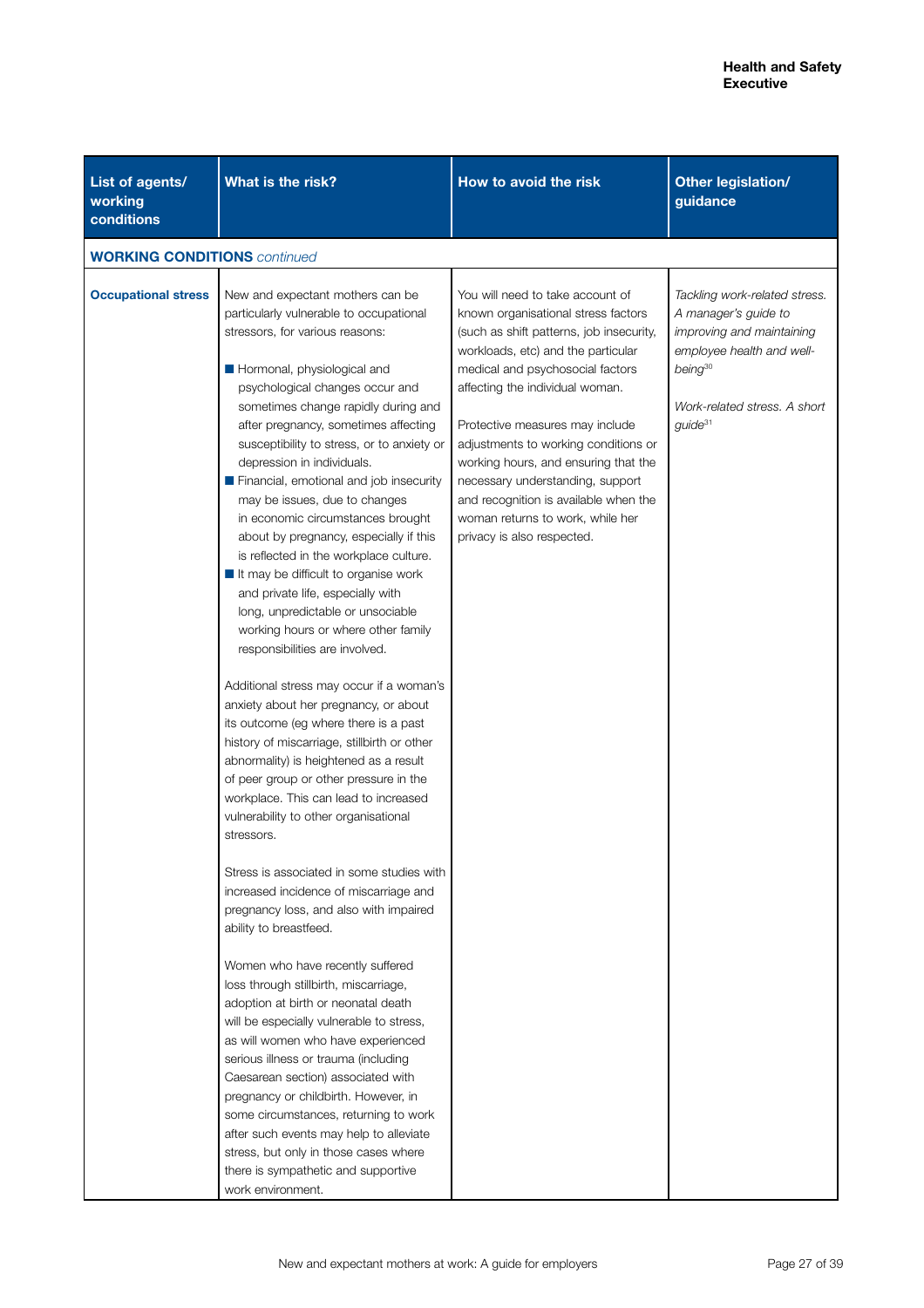| List of agents/ working conditions | What is the risk? | How to avoid the risk | Other legislation/ guidance |
|---|---|---|---|
| **WORKING CONDITIONS** *continued* | | | |
| **Occupational stress** | New and expectant mothers can be particularly vulnerable to occupational stressors, for various reasons:<br><br>■ Hormonal, physiological and psychological changes occur and sometimes change rapidly during and after pregnancy, sometimes affecting susceptibility to stress, or to anxiety or depression in individuals.<br>■ Financial, emotional and job insecurity may be issues, due to changes in economic circumstances brought about by pregnancy, especially if this is reflected in the workplace culture.<br>■ It may be difficult to organise work and private life, especially with long, unpredictable or unsociable working hours or where other family responsibilities are involved.<br><br>Additional stress may occur if a woman's anxiety about her pregnancy, or about its outcome (eg where there is a past history of miscarriage, stillbirth or other abnormality) is heightened as a result of peer group or other pressure in the workplace. This can lead to increased vulnerability to other organisational stressors.<br><br>Stress is associated in some studies with increased incidence of miscarriage and pregnancy loss, and also with impaired ability to breastfeed.<br><br>Women who have recently suffered loss through stillbirth, miscarriage, adoption at birth or neonatal death will be especially vulnerable to stress, as will women who have experienced serious illness or trauma (including Caesarean section) associated with pregnancy or childbirth. However, in some circumstances, returning to work after such events may help to alleviate stress, but only in those cases where there is sympathetic and supportive work environment. | You will need to take account of known organisational stress factors (such as shift patterns, job insecurity, workloads, etc) and the particular medical and psychosocial factors affecting the individual woman.<br><br>Protective measures may include adjustments to working conditions or working hours, and ensuring that the necessary understanding, support and recognition is available when the woman returns to work, while her privacy is also respected. | *Tackling work-related stress. A manager's guide to improving and maintaining employee health and well-being*[30]<br><br>*Work-related stress. A short guide*[31] |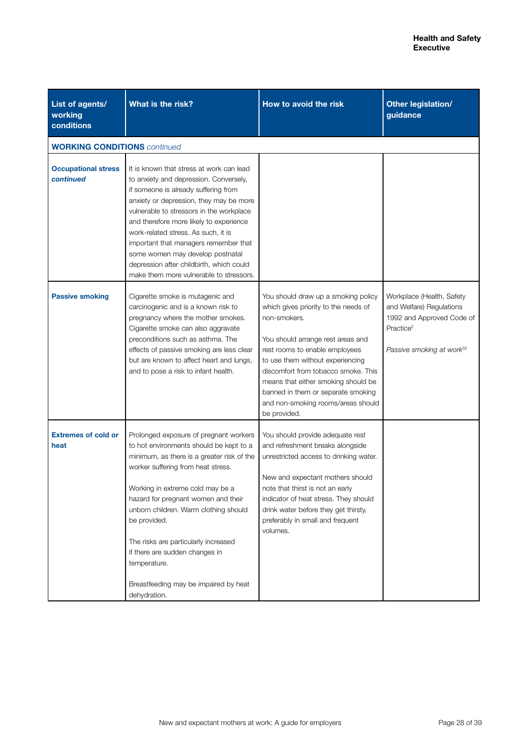| List of agents/ working conditions | What is the risk? | How to avoid the risk | Other legislation/ guidance |
|---|---|---|---|
| **WORKING CONDITIONS** *continued* | | | |
| **Occupational stress *continued*** | It is known that stress at work can lead to anxiety and depression. Conversely, if someone is already suffering from anxiety or depression, they may be more vulnerable to stressors in the workplace and therefore more likely to experience work-related stress. As such, it is important that managers remember that some women may develop postnatal depression after childbirth, which could make them more vulnerable to stressors. | | |
| **Passive smoking** | Cigarette smoke is mutagenic and carcinogenic and is a known risk to pregnancy where the mother smokes. Cigarette smoke can also aggravate preconditions such as asthma. The effects of passive smoking are less clear but are known to affect heart and lungs, and to pose a risk to infant health. | You should draw up a smoking policy which gives priority to the needs of non-smokers.<br><br>You should arrange rest areas and rest rooms to enable employees to use them without experiencing discomfort from tobacco smoke. This means that either smoking should be banned in them or separate smoking and non-smoking rooms/areas should be provided. | Workplace (Health, Safety and Welfare) Regulations 1992 and Approved Code of Practice[2]<br><br>*Passive smoking at work*[32] |
| **Extremes of cold or heat** | Prolonged exposure of pregnant workers to hot environments should be kept to a minimum, as there is a greater risk of the worker suffering from heat stress.<br><br>Working in extreme cold may be a hazard for pregnant women and their unborn children. Warm clothing should be provided.<br><br>The risks are particularly increased if there are sudden changes in temperature.<br><br>Breastfeeding may be impaired by heat dehydration. | You should provide adequate rest and refreshment breaks alongside unrestricted access to drinking water.<br><br>New and expectant mothers should note that thirst is not an early indicator of heat stress. They should drink water before they get thirsty, preferably in small and frequent volumes. | |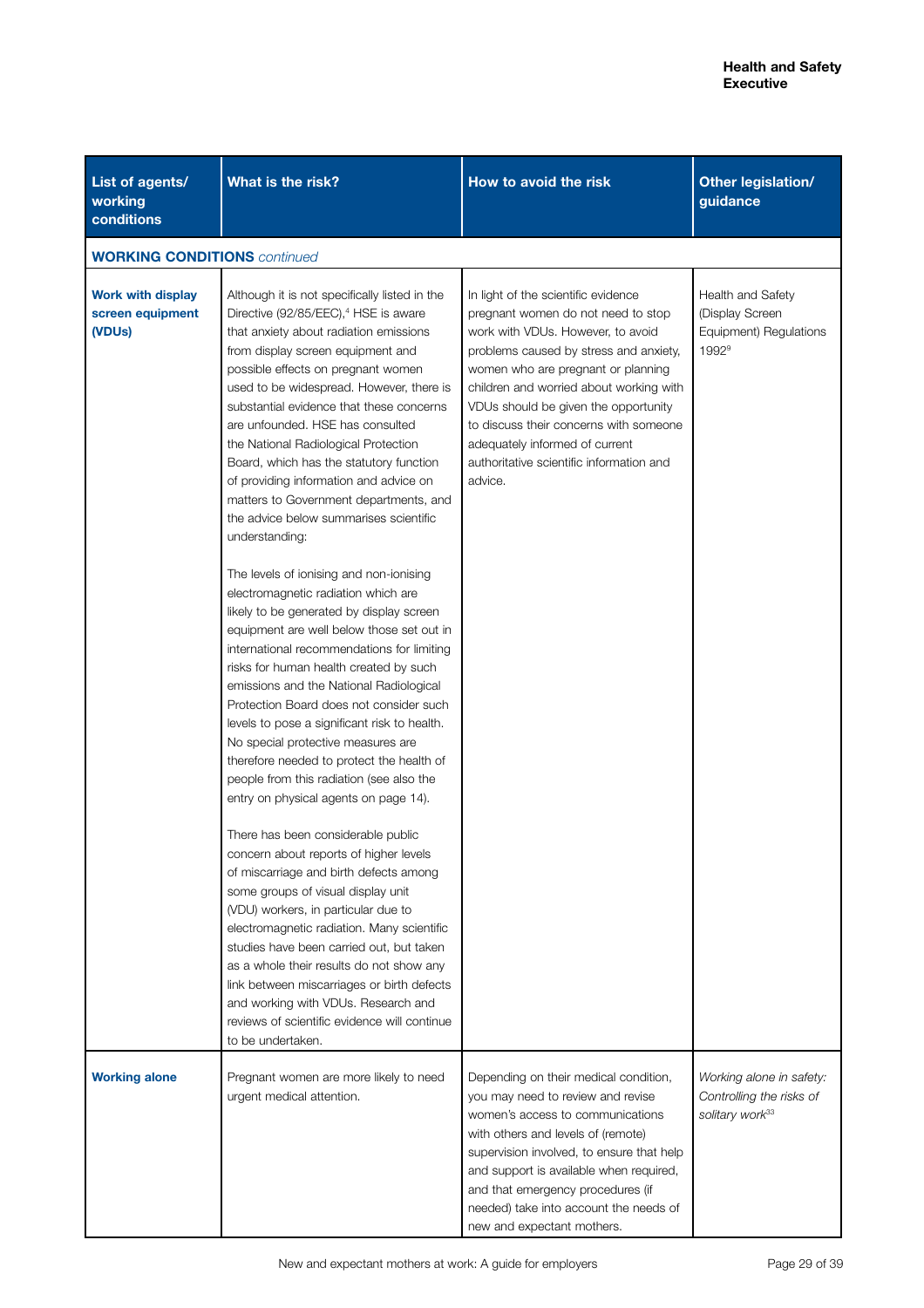| List of agents/ working conditions | What is the risk? | How to avoid the risk | Other legislation/ guidance |
|---|---|---|---|
| **WORKING CONDITIONS** *continued* | | | |
| **Work with display screen equipment (VDUs)** | Although it is not specifically listed in the Directive (92/85/EEC),[4] HSE is aware that anxiety about radiation emissions from display screen equipment and possible effects on pregnant women used to be widespread. However, there is substantial evidence that these concerns are unfounded. HSE has consulted the National Radiological Protection Board, which has the statutory function of providing information and advice on matters to Government departments, and the advice below summarises scientific understanding:<br><br>The levels of ionising and non-ionising electromagnetic radiation which are likely to be generated by display screen equipment are well below those set out in international recommendations for limiting risks for human health created by such emissions and the National Radiological Protection Board does not consider such levels to pose a significant risk to health. No special protective measures are therefore needed to protect the health of people from this radiation (see also the entry on physical agents on page 14).<br><br>There has been considerable public concern about reports of higher levels of miscarriage and birth defects among some groups of visual display unit (VDU) workers, in particular due to electromagnetic radiation. Many scientific studies have been carried out, but taken as a whole their results do not show any link between miscarriages or birth defects and working with VDUs. Research and reviews of scientific evidence will continue to be undertaken. | In light of the scientific evidence pregnant women do not need to stop work with VDUs. However, to avoid problems caused by stress and anxiety, women who are pregnant or planning children and worried about working with VDUs should be given the opportunity to discuss their concerns with someone adequately informed of current authoritative scientific information and advice. | Health and Safety (Display Screen Equipment) Regulations 1992[9] |
| **Working alone** | Pregnant women are more likely to need urgent medical attention. | Depending on their medical condition, you may need to review and revise women's access to communications with others and levels of (remote) supervision involved, to ensure that help and support is available when required, and that emergency procedures (if needed) take into account the needs of new and expectant mothers. | *Working alone in safety: Controlling the risks of solitary work*[33] |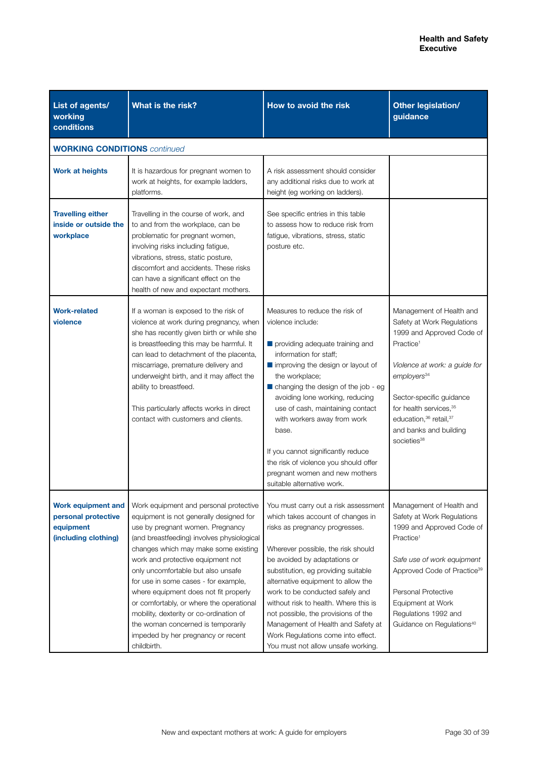| List of agents/ working conditions | What is the risk? | How to avoid the risk | Other legislation/ guidance |
|---|---|---|---|
| **WORKING CONDITIONS** *continued* | | | |
| **Work at heights** | It is hazardous for pregnant women to work at heights, for example ladders, platforms. | A risk assessment should consider any additional risks due to work at height (eg working on ladders). | |
| **Travelling either inside or outside the workplace** | Travelling in the course of work, and to and from the workplace, can be problematic for pregnant women, involving risks including fatigue, vibrations, stress, static posture, discomfort and accidents. These risks can have a significant effect on the health of new and expectant mothers. | See specific entries in this table to assess how to reduce risk from fatigue, vibrations, stress, static posture etc. | |
| **Work-related violence** | If a woman is exposed to the risk of violence at work during pregnancy, when she has recently given birth or while she is breastfeeding this may be harmful. It can lead to detachment of the placenta, miscarriage, premature delivery and underweight birth, and it may affect the ability to breastfeed.<br><br>This particularly affects works in direct contact with customers and clients. | Measures to reduce the risk of violence include:<br><br>■ providing adequate training and information for staff;<br>■ improving the design or layout of the workplace;<br>■ changing the design of the job - eg avoiding lone working, reducing use of cash, maintaining contact with workers away from work base.<br><br>If you cannot significantly reduce the risk of violence you should offer pregnant women and new mothers suitable alternative work. | Management of Health and Safety at Work Regulations 1999 and Approved Code of Practice[1]<br><br>*Violence at work: a guide for employers*[34]<br><br>Sector-specific guidance for health services,[35] education,[36] retail,[37] and banks and building societies[38] |
| **Work equipment and personal protective equipment (including clothing)** | Work equipment and personal protective equipment is not generally designed for use by pregnant women. Pregnancy (and breastfeeding) involves physiological changes which may make some existing work and protective equipment not only uncomfortable but also unsafe for use in some cases - for example, where equipment does not fit properly or comfortably, or where the operational mobility, dexterity or co-ordination of the woman concerned is temporarily impeded by her pregnancy or recent childbirth. | You must carry out a risk assessment which takes account of changes in risks as pregnancy progresses.<br><br>Wherever possible, the risk should be avoided by adaptations or substitution, eg providing suitable alternative equipment to allow the work to be conducted safely and without risk to health. Where this is not possible, the provisions of the Management of Health and Safety at Work Regulations come into effect. You must not allow unsafe working. | Management of Health and Safety at Work Regulations 1999 and Approved Code of Practice[1]<br><br>*Safe use of work equipment* Approved Code of Practice[39]<br><br>Personal Protective Equipment at Work Regulations 1992 and Guidance on Regulations[40] |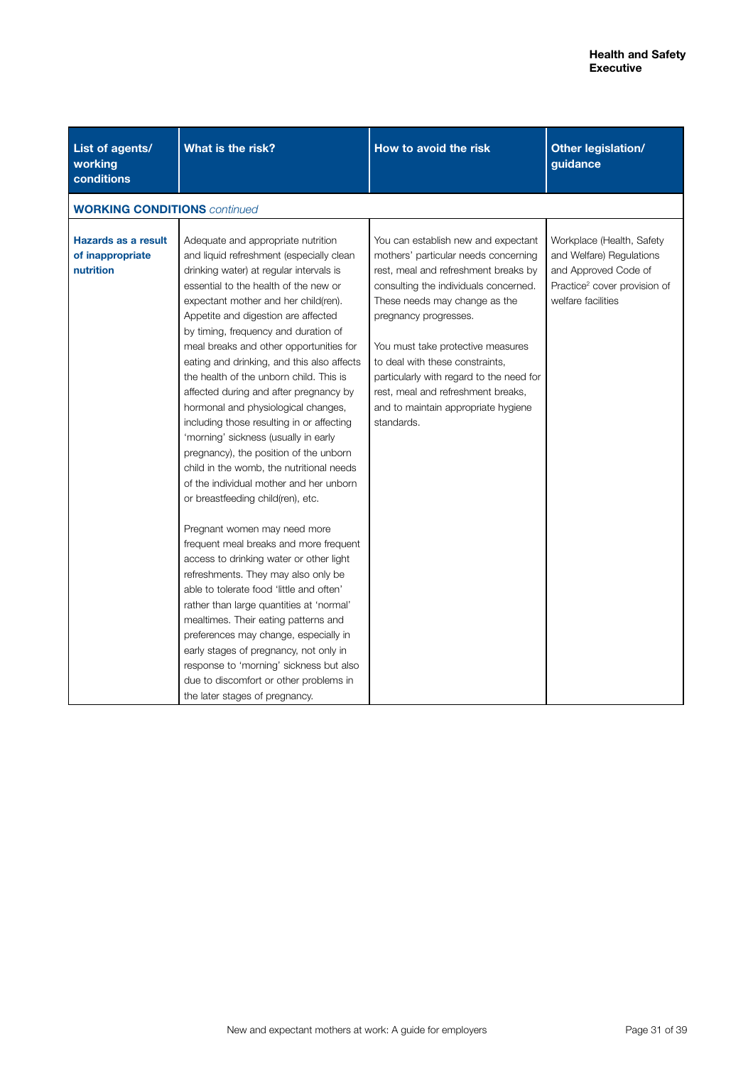| List of agents/ working conditions | What is the risk? | How to avoid the risk | Other legislation/ guidance |
|---|---|---|---|
| **WORKING CONDITIONS** *continued* | | | |
| **Hazards as a result of inappropriate nutrition** | Adequate and appropriate nutrition and liquid refreshment (especially clean drinking water) at regular intervals is essential to the health of the new or expectant mother and her child(ren). Appetite and digestion are affected by timing, frequency and duration of meal breaks and other opportunities for eating and drinking, and this also affects the health of the unborn child. This is affected during and after pregnancy by hormonal and physiological changes, including those resulting in or affecting 'morning' sickness (usually in early pregnancy), the position of the unborn child in the womb, the nutritional needs of the individual mother and her unborn or breastfeeding child(ren), etc.<br><br>Pregnant women may need more frequent meal breaks and more frequent access to drinking water or other light refreshments. They may also only be able to tolerate food 'little and often' rather than large quantities at 'normal' mealtimes. Their eating patterns and preferences may change, especially in early stages of pregnancy, not only in response to 'morning' sickness but also due to discomfort or other problems in the later stages of pregnancy. | You can establish new and expectant mothers' particular needs concerning rest, meal and refreshment breaks by consulting the individuals concerned. These needs may change as the pregnancy progresses.<br><br>You must take protective measures to deal with these constraints, particularly with regard to the need for rest, meal and refreshment breaks, and to maintain appropriate hygiene standards. | Workplace (Health, Safety and Welfare) Regulations and Approved Code of Practice[2] cover provision of welfare facilities |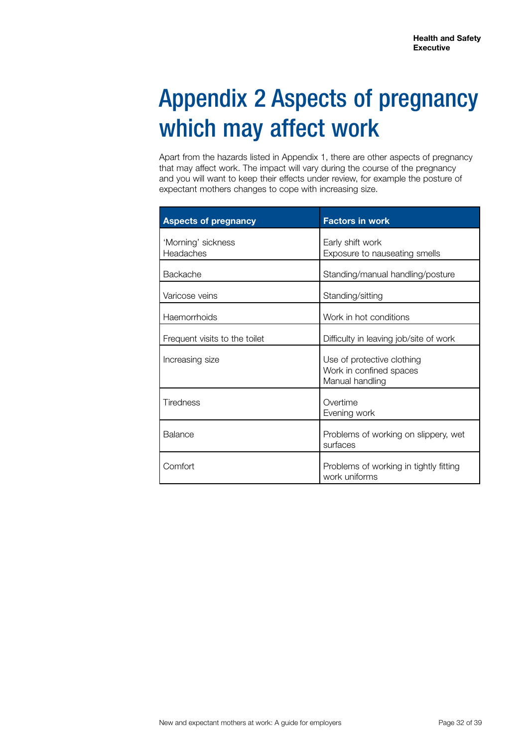# Appendix 2 Aspects of pregnancy which may affect work

Apart from the hazards listed in Appendix 1, there are other aspects of pregnancy that may affect work. The impact will vary during the course of the pregnancy and you will want to keep their effects under review, for example the posture of expectant mothers changes to cope with increasing size.

| Aspects of pregnancy | Factors in work |
| --- | --- |
| 'Morning' sickness<br>Headaches | Early shift work<br>Exposure to nauseating smells |
| Backache | Standing/manual handling/posture |
| Varicose veins | Standing/sitting |
| Haemorrhoids | Work in hot conditions |
| Frequent visits to the toilet | Difficulty in leaving job/site of work |
| Increasing size | Use of protective clothing<br>Work in confined spaces<br>Manual handling |
| Tiredness | Overtime<br>Evening work |
| Balance | Problems of working on slippery, wet surfaces |
| Comfort | Problems of working in tightly fitting work uniforms |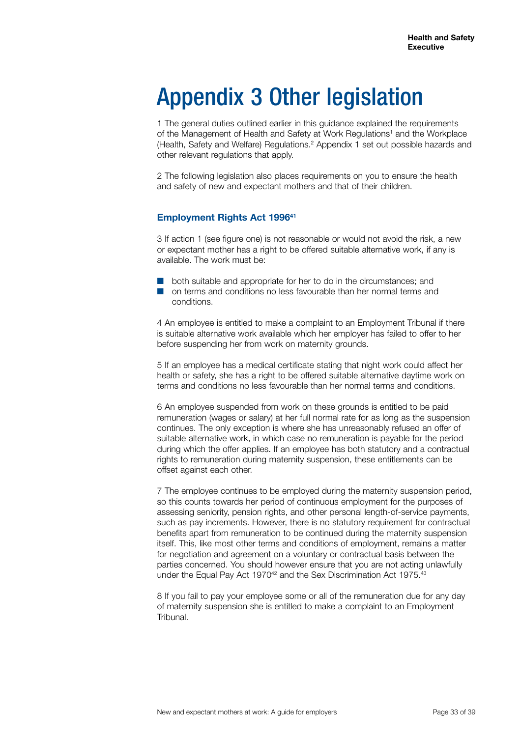# Appendix 3 Other legislation

1 The general duties outlined earlier in this guidance explained the requirements of the Management of Health and Safety at Work Regulations[1] and the Workplace (Health, Safety and Welfare) Regulations.[2] Appendix 1 set out possible hazards and other relevant regulations that apply.

2 The following legislation also places requirements on you to ensure the health and safety of new and expectant mothers and that of their children.

### Employment Rights Act 1996[41]

3 If action 1 (see figure one) is not reasonable or would not avoid the risk, a new or expectant mother has a right to be offered suitable alternative work, if any is available. The work must be:

- both suitable and appropriate for her to do in the circumstances; and
- on terms and conditions no less favourable than her normal terms and conditions.

4 An employee is entitled to make a complaint to an Employment Tribunal if there is suitable alternative work available which her employer has failed to offer to her before suspending her from work on maternity grounds.

5 If an employee has a medical certificate stating that night work could affect her health or safety, she has a right to be offered suitable alternative daytime work on terms and conditions no less favourable than her normal terms and conditions.

6 An employee suspended from work on these grounds is entitled to be paid remuneration (wages or salary) at her full normal rate for as long as the suspension continues. The only exception is where she has unreasonably refused an offer of suitable alternative work, in which case no remuneration is payable for the period during which the offer applies. If an employee has both statutory and a contractual rights to remuneration during maternity suspension, these entitlements can be offset against each other.

7 The employee continues to be employed during the maternity suspension period, so this counts towards her period of continuous employment for the purposes of assessing seniority, pension rights, and other personal length-of-service payments, such as pay increments. However, there is no statutory requirement for contractual benefits apart from remuneration to be continued during the maternity suspension itself. This, like most other terms and conditions of employment, remains a matter for negotiation and agreement on a voluntary or contractual basis between the parties concerned. You should however ensure that you are not acting unlawfully under the Equal Pay Act 1970[42] and the Sex Discrimination Act 1975.[43]

8 If you fail to pay your employee some or all of the remuneration due for any day of maternity suspension she is entitled to make a complaint to an Employment Tribunal.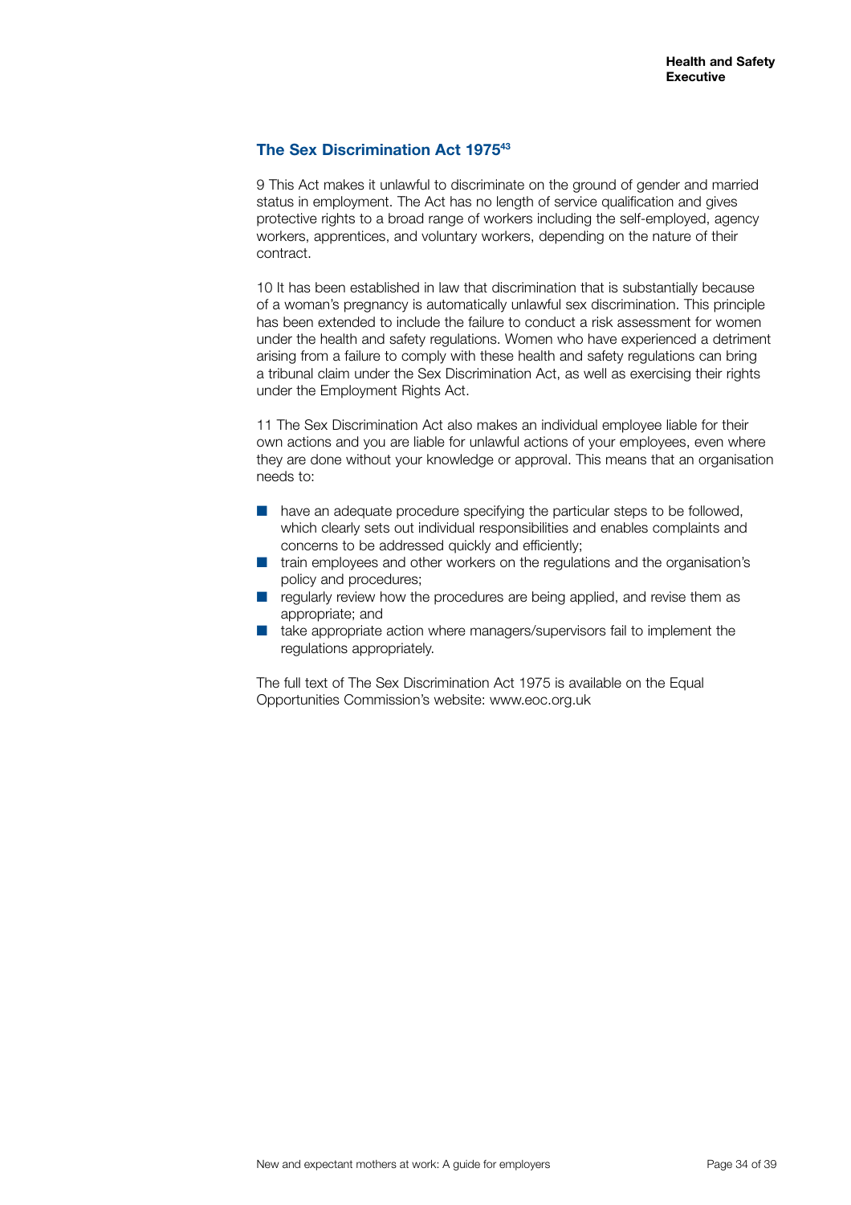## The Sex Discrimination Act 1975[43]

9 This Act makes it unlawful to discriminate on the ground of gender and married status in employment. The Act has no length of service qualification and gives protective rights to a broad range of workers including the self-employed, agency workers, apprentices, and voluntary workers, depending on the nature of their contract.

10 It has been established in law that discrimination that is substantially because of a woman's pregnancy is automatically unlawful sex discrimination. This principle has been extended to include the failure to conduct a risk assessment for women under the health and safety regulations. Women who have experienced a detriment arising from a failure to comply with these health and safety regulations can bring a tribunal claim under the Sex Discrimination Act, as well as exercising their rights under the Employment Rights Act.

11 The Sex Discrimination Act also makes an individual employee liable for their own actions and you are liable for unlawful actions of your employees, even where they are done without your knowledge or approval. This means that an organisation needs to:

- have an adequate procedure specifying the particular steps to be followed, which clearly sets out individual responsibilities and enables complaints and concerns to be addressed quickly and efficiently;
- train employees and other workers on the regulations and the organisation's policy and procedures;
- regularly review how the procedures are being applied, and revise them as appropriate; and
- take appropriate action where managers/supervisors fail to implement the regulations appropriately.

The full text of The Sex Discrimination Act 1975 is available on the Equal Opportunities Commission's website: www.eoc.org.uk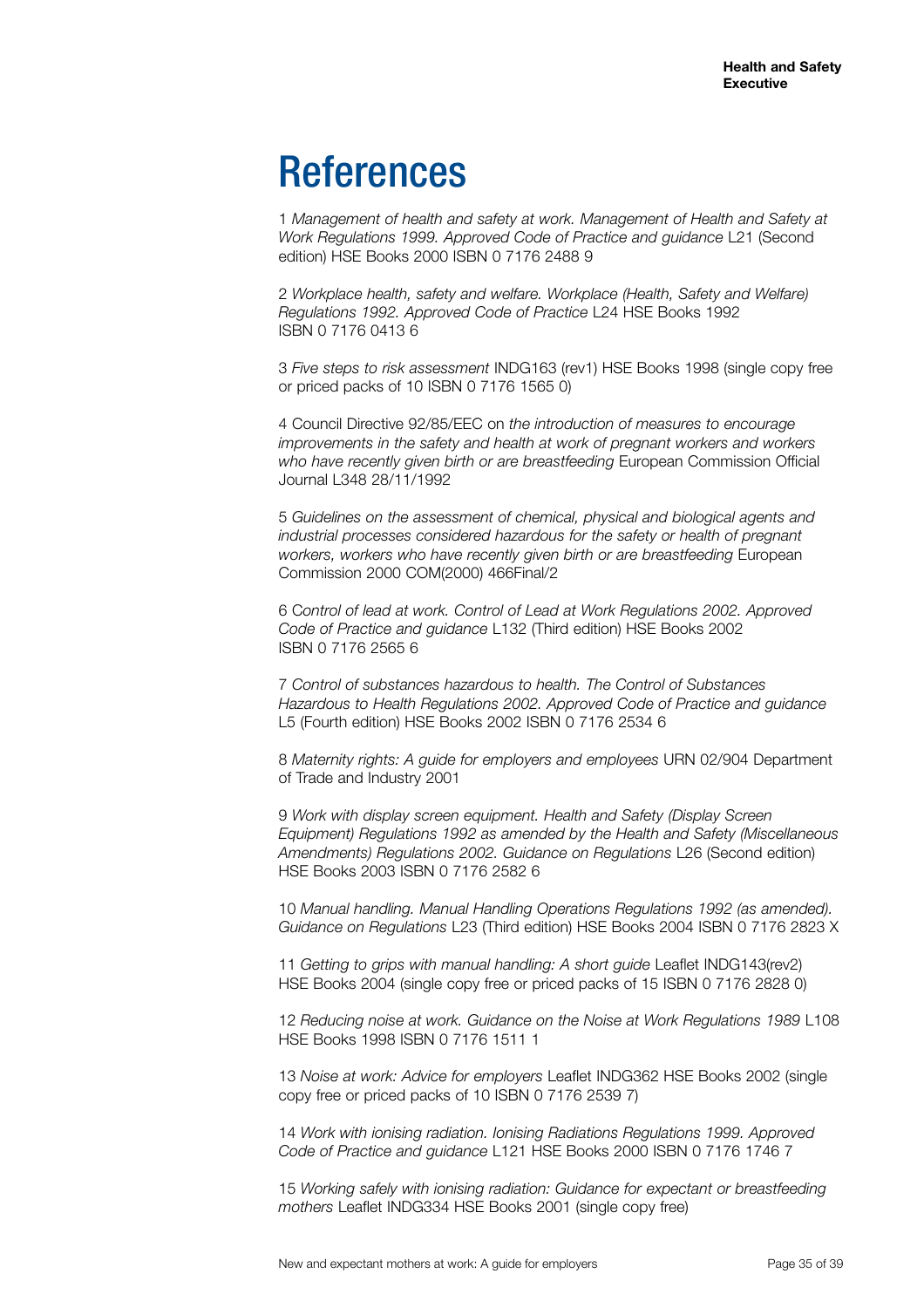# References

1 *Management of health and safety at work. Management of Health and Safety at Work Regulations 1999. Approved Code of Practice and guidance* L21 (Second edition) HSE Books 2000 ISBN 0 7176 2488 9

2 *Workplace health, safety and welfare. Workplace (Health, Safety and Welfare) Regulations 1992. Approved Code of Practice* L24 HSE Books 1992 ISBN 0 7176 0413 6

3 *Five steps to risk assessment* INDG163 (rev1) HSE Books 1998 (single copy free or priced packs of 10 ISBN 0 7176 1565 0)

4 Council Directive 92/85/EEC on *the introduction of measures to encourage improvements in the safety and health at work of pregnant workers and workers who have recently given birth or are breastfeeding* European Commission Official Journal L348 28/11/1992

5 *Guidelines on the assessment of chemical, physical and biological agents and industrial processes considered hazardous for the safety or health of pregnant workers, workers who have recently given birth or are breastfeeding* European Commission 2000 COM(2000) 466Final/2

6 *Control of lead at work. Control of Lead at Work Regulations 2002. Approved Code of Practice and guidance* L132 (Third edition) HSE Books 2002 ISBN 0 7176 2565 6

7 *Control of substances hazardous to health. The Control of Substances Hazardous to Health Regulations 2002. Approved Code of Practice and guidance* L5 (Fourth edition) HSE Books 2002 ISBN 0 7176 2534 6

8 *Maternity rights: A guide for employers and employees* URN 02/904 Department of Trade and Industry 2001

9 *Work with display screen equipment. Health and Safety (Display Screen Equipment) Regulations 1992 as amended by the Health and Safety (Miscellaneous Amendments) Regulations 2002. Guidance on Regulations* L26 (Second edition) HSE Books 2003 ISBN 0 7176 2582 6

10 *Manual handling. Manual Handling Operations Regulations 1992 (as amended). Guidance on Regulations* L23 (Third edition) HSE Books 2004 ISBN 0 7176 2823 X

11 *Getting to grips with manual handling: A short guide* Leaflet INDG143(rev2) HSE Books 2004 (single copy free or priced packs of 15 ISBN 0 7176 2828 0)

12 *Reducing noise at work. Guidance on the Noise at Work Regulations 1989* L108 HSE Books 1998 ISBN 0 7176 1511 1

13 *Noise at work: Advice for employers* Leaflet INDG362 HSE Books 2002 (single copy free or priced packs of 10 ISBN 0 7176 2539 7)

14 *Work with ionising radiation. Ionising Radiations Regulations 1999. Approved Code of Practice and guidance* L121 HSE Books 2000 ISBN 0 7176 1746 7

15 *Working safely with ionising radiation: Guidance for expectant or breastfeeding mothers* Leaflet INDG334 HSE Books 2001 (single copy free)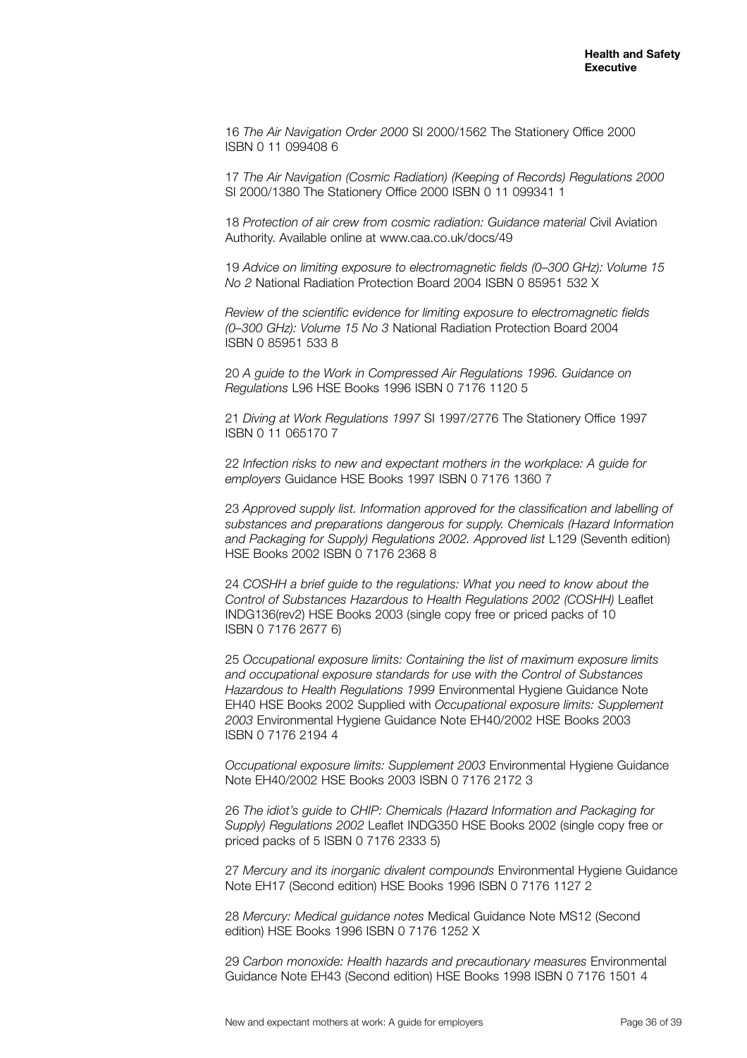16 *The Air Navigation Order 2000* SI 2000/1562 The Stationery Office 2000 ISBN 0 11 099408 6

17 *The Air Navigation (Cosmic Radiation) (Keeping of Records) Regulations 2000* SI 2000/1380 The Stationery Office 2000 ISBN 0 11 099341 1

18 *Protection of air crew from cosmic radiation: Guidance material* Civil Aviation Authority. Available online at www.caa.co.uk/docs/49

19 *Advice on limiting exposure to electromagnetic fields (0–300 GHz): Volume 15 No 2* National Radiation Protection Board 2004 ISBN 0 85951 532 X

*Review of the scientific evidence for limiting exposure to electromagnetic fields (0–300 GHz): Volume 15 No 3* National Radiation Protection Board 2004 ISBN 0 85951 533 8

20 *A guide to the Work in Compressed Air Regulations 1996. Guidance on Regulations* L96 HSE Books 1996 ISBN 0 7176 1120 5

21 *Diving at Work Regulations 1997* SI 1997/2776 The Stationery Office 1997 ISBN 0 11 065170 7

22 *Infection risks to new and expectant mothers in the workplace: A guide for employers* Guidance HSE Books 1997 ISBN 0 7176 1360 7

23 *Approved supply list. Information approved for the classification and labelling of substances and preparations dangerous for supply. Chemicals (Hazard Information and Packaging for Supply) Regulations 2002. Approved list* L129 (Seventh edition) HSE Books 2002 ISBN 0 7176 2368 8

24 *COSHH a brief guide to the regulations: What you need to know about the Control of Substances Hazardous to Health Regulations 2002 (COSHH)* Leaflet INDG136(rev2) HSE Books 2003 (single copy free or priced packs of 10 ISBN 0 7176 2677 6)

25 *Occupational exposure limits: Containing the list of maximum exposure limits and occupational exposure standards for use with the Control of Substances Hazardous to Health Regulations 1999* Environmental Hygiene Guidance Note EH40 HSE Books 2002 Supplied with *Occupational exposure limits: Supplement 2003* Environmental Hygiene Guidance Note EH40/2002 HSE Books 2003 ISBN 0 7176 2194 4

*Occupational exposure limits: Supplement 2003* Environmental Hygiene Guidance Note EH40/2002 HSE Books 2003 ISBN 0 7176 2172 3

26 *The idiot's guide to CHIP: Chemicals (Hazard Information and Packaging for Supply) Regulations 2002* Leaflet INDG350 HSE Books 2002 (single copy free or priced packs of 5 ISBN 0 7176 2333 5)

27 *Mercury and its inorganic divalent compounds* Environmental Hygiene Guidance Note EH17 (Second edition) HSE Books 1996 ISBN 0 7176 1127 2

28 *Mercury: Medical guidance notes* Medical Guidance Note MS12 (Second edition) HSE Books 1996 ISBN 0 7176 1252 X

29 *Carbon monoxide: Health hazards and precautionary measures* Environmental Guidance Note EH43 (Second edition) HSE Books 1998 ISBN 0 7176 1501 4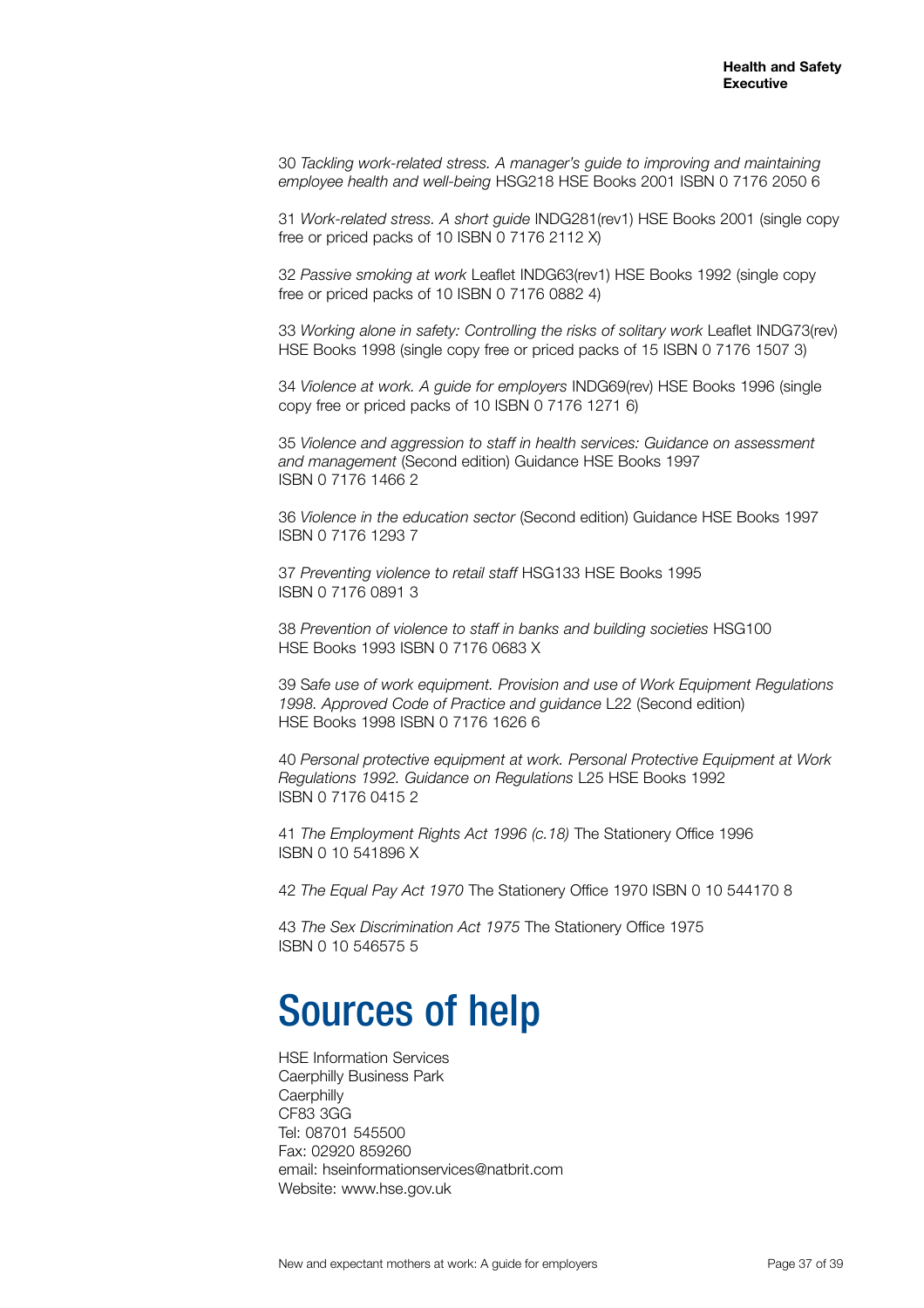30 *Tackling work-related stress. A manager's guide to improving and maintaining employee health and well-being* HSG218 HSE Books 2001 ISBN 0 7176 2050 6

31 *Work-related stress. A short guide* INDG281(rev1) HSE Books 2001 (single copy free or priced packs of 10 ISBN 0 7176 2112 X)

32 *Passive smoking at work* Leaflet INDG63(rev1) HSE Books 1992 (single copy free or priced packs of 10 ISBN 0 7176 0882 4)

33 *Working alone in safety: Controlling the risks of solitary work* Leaflet INDG73(rev) HSE Books 1998 (single copy free or priced packs of 15 ISBN 0 7176 1507 3)

34 *Violence at work. A guide for employers* INDG69(rev) HSE Books 1996 (single copy free or priced packs of 10 ISBN 0 7176 1271 6)

35 *Violence and aggression to staff in health services: Guidance on assessment and management* (Second edition) Guidance HSE Books 1997 ISBN 0 7176 1466 2

36 *Violence in the education sector* (Second edition) Guidance HSE Books 1997 ISBN 0 7176 1293 7

37 *Preventing violence to retail staff* HSG133 HSE Books 1995 ISBN 0 7176 0891 3

38 *Prevention of violence to staff in banks and building societies* HSG100 HSE Books 1993 ISBN 0 7176 0683 X

39 S*afe use of work equipment. Provision and use of Work Equipment Regulations 1998. Approved Code of Practice and guidance* L22 (Second edition) HSE Books 1998 ISBN 0 7176 1626 6

40 *Personal protective equipment at work. Personal Protective Equipment at Work Regulations 1992. Guidance on Regulations* L25 HSE Books 1992 ISBN 0 7176 0415 2

41 *The Employment Rights Act 1996 (c.18)* The Stationery Office 1996 ISBN 0 10 541896 X

42 *The Equal Pay Act 1970* The Stationery Office 1970 ISBN 0 10 544170 8

43 *The Sex Discrimination Act 1975* The Stationery Office 1975 ISBN 0 10 546575 5

# Sources of help

HSE Information Services
Caerphilly Business Park
Caerphilly
CF83 3GG
Tel: 08701 545500
Fax: 02920 859260
email: hseinformationservices@natbrit.com
Website: www.hse.gov.uk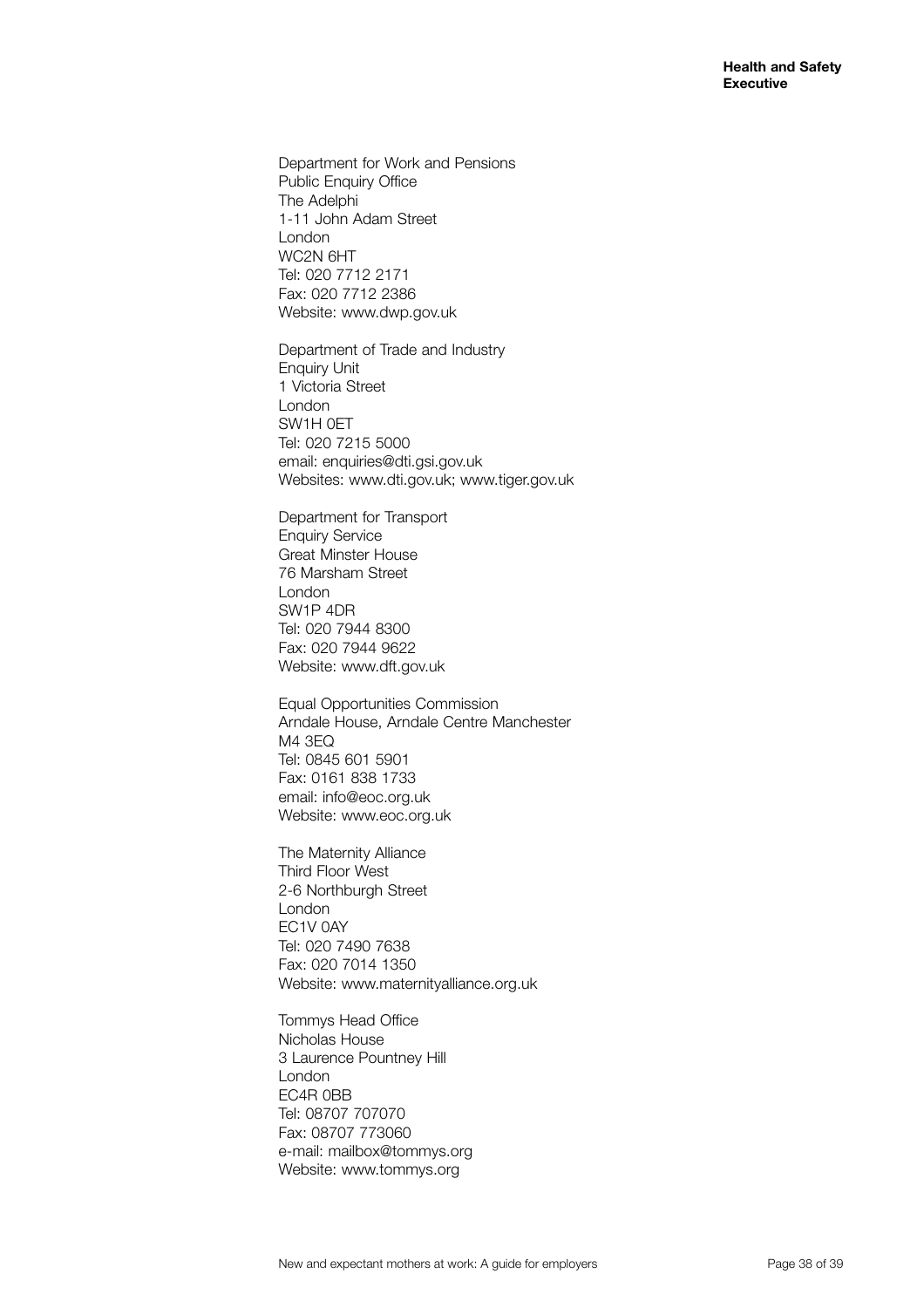Department for Work and Pensions
Public Enquiry Office
The Adelphi
1-11 John Adam Street
London
WC2N 6HT
Tel: 020 7712 2171
Fax: 020 7712 2386
Website: www.dwp.gov.uk

Department of Trade and Industry
Enquiry Unit
1 Victoria Street
London
SW1H 0ET
Tel: 020 7215 5000
email: enquiries@dti.gsi.gov.uk
Websites: www.dti.gov.uk; www.tiger.gov.uk

Department for Transport
Enquiry Service
Great Minster House
76 Marsham Street
London
SW1P 4DR
Tel: 020 7944 8300
Fax: 020 7944 9622
Website: www.dft.gov.uk

Equal Opportunities Commission
Arndale House, Arndale Centre Manchester
M4 3EQ
Tel: 0845 601 5901
Fax: 0161 838 1733
email: info@eoc.org.uk
Website: www.eoc.org.uk

The Maternity Alliance
Third Floor West
2-6 Northburgh Street
London
EC1V 0AY
Tel: 020 7490 7638
Fax: 020 7014 1350
Website: www.maternityalliance.org.uk

Tommys Head Office
Nicholas House
3 Laurence Pountney Hill
London
EC4R 0BB
Tel: 08707 707070
Fax: 08707 773060
e-mail: mailbox@tommys.org
Website: www.tommys.org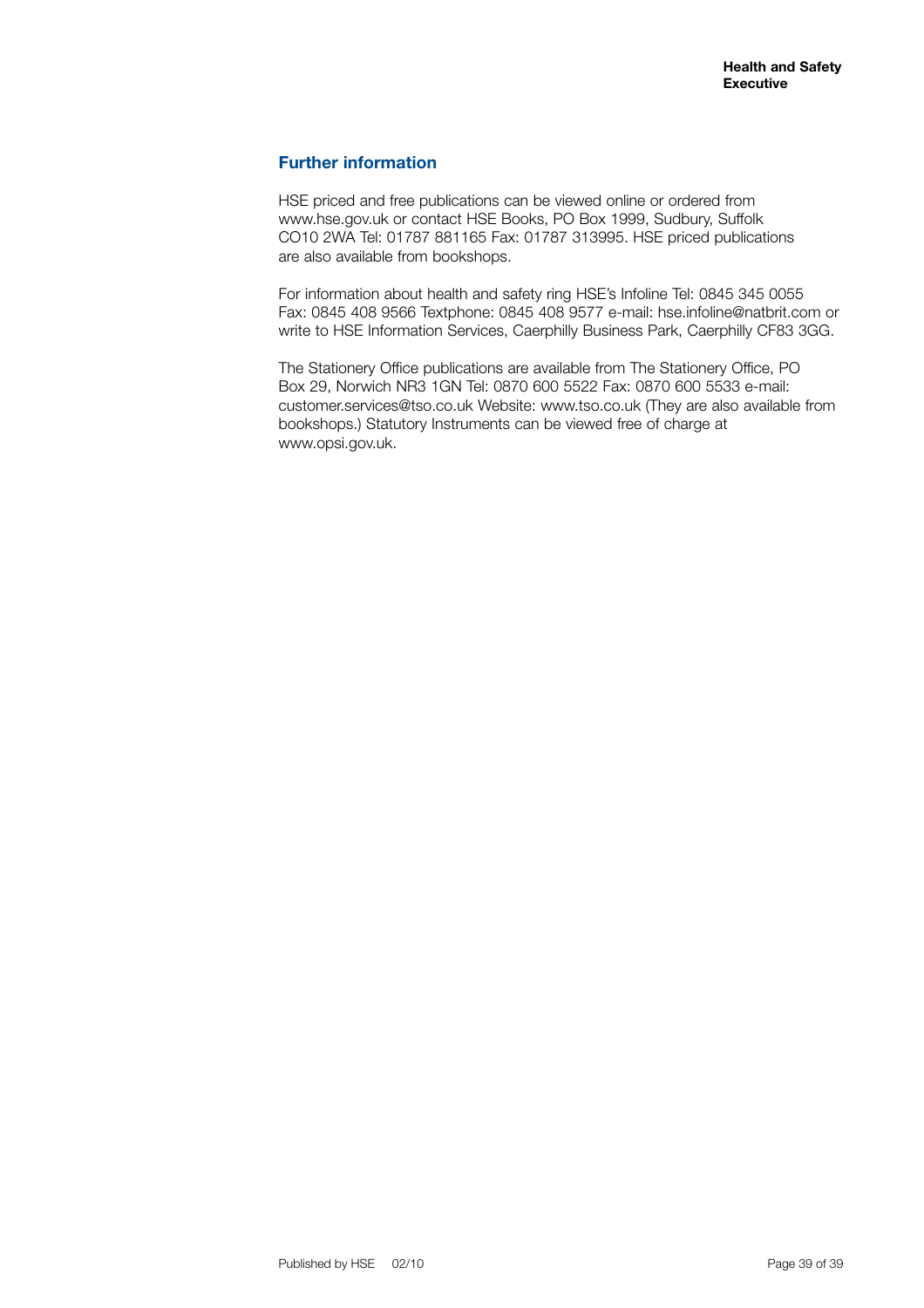## Further information

HSE priced and free publications can be viewed online or ordered from www.hse.gov.uk or contact HSE Books, PO Box 1999, Sudbury, Suffolk CO10 2WA Tel: 01787 881165 Fax: 01787 313995. HSE priced publications are also available from bookshops.

For information about health and safety ring HSE's Infoline Tel: 0845 345 0055 Fax: 0845 408 9566 Textphone: 0845 408 9577 e-mail: hse.infoline@natbrit.com or write to HSE Information Services, Caerphilly Business Park, Caerphilly CF83 3GG.

The Stationery Office publications are available from The Stationery Office, PO Box 29, Norwich NR3 1GN Tel: 0870 600 5522 Fax: 0870 600 5533 e-mail: customer.services@tso.co.uk Website: www.tso.co.uk (They are also available from bookshops.) Statutory Instruments can be viewed free of charge at www.opsi.gov.uk.

Published by HSE 02/10